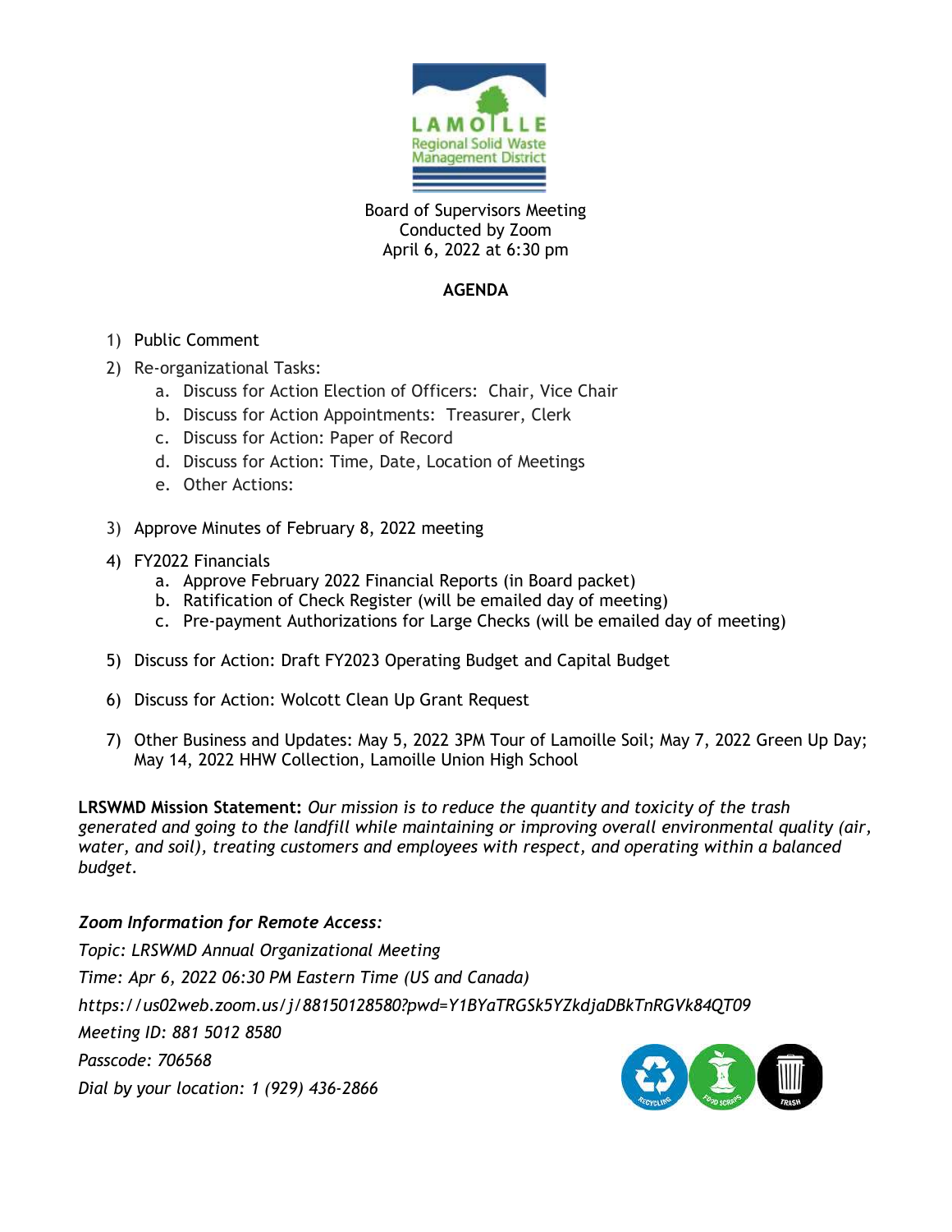LAMOILLE Regional Solid Waste Management District

Board of Supervisors Meeting
Conducted by Zoom
April 6, 2022 at 6:30 pm

## AGENDA

1) Public Comment
2) Re-organizational Tasks:
   a. Discuss for Action Election of Officers: Chair, Vice Chair
   b. Discuss for Action Appointments: Treasurer, Clerk
   c. Discuss for Action: Paper of Record
   d. Discuss for Action: Time, Date, Location of Meetings
   e. Other Actions:
3) Approve Minutes of February 8, 2022 meeting
4) FY2022 Financials
   a. Approve February 2022 Financial Reports (in Board packet)
   b. Ratification of Check Register (will be emailed day of meeting)
   c. Pre-payment Authorizations for Large Checks (will be emailed day of meeting)
5) Discuss for Action: Draft FY2023 Operating Budget and Capital Budget
6) Discuss for Action: Wolcott Clean Up Grant Request
7) Other Business and Updates: May 5, 2022 3PM Tour of Lamoille Soil; May 7, 2022 Green Up Day; May 14, 2022 HHW Collection, Lamoille Union High School

**LRSWMD Mission Statement:** *Our mission is to reduce the quantity and toxicity of the trash generated and going to the landfill while maintaining or improving overall environmental quality (air, water, and soil), treating customers and employees with respect, and operating within a balanced budget.*

***Zoom Information for Remote Access:***

*Topic: LRSWMD Annual Organizational Meeting*

*Time: Apr 6, 2022 06:30 PM Eastern Time (US and Canada)*

*https://us02web.zoom.us/j/88150128580?pwd=Y1BYaTRGSk5YZkdjaDBkTnRGVk84QT09*

*Meeting ID: 881 5012 8580*

*Passcode: 706568*

*Dial by your location: 1 (929) 436-2866*

RECYCLING FOOD SCRAPS TRASH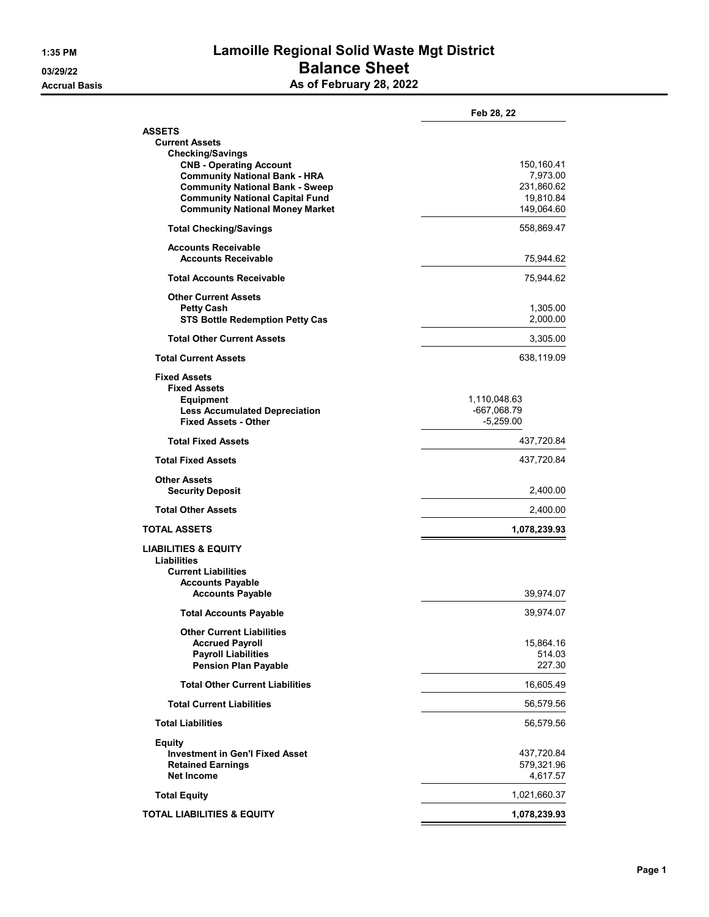# Lamoille Regional Solid Waste Mgt District

## Balance Sheet

### As of February 28, 2022

1:35 PM
03/29/22
Accrual Basis

| | | Feb 28, 22 |
|---|---|---|
| **ASSETS** | | |
| **Current Assets** | | |
| **Checking/Savings** | | |
| **CNB - Operating Account** | | 150,160.41 |
| **Community National Bank - HRA** | | 7,973.00 |
| **Community National Bank - Sweep** | | 231,860.62 |
| **Community National Capital Fund** | | 19,810.84 |
| **Community National Money Market** | | 149,064.60 |
| **Total Checking/Savings** | | 558,869.47 |
| **Accounts Receivable** | | |
| **Accounts Receivable** | | 75,944.62 |
| **Total Accounts Receivable** | | 75,944.62 |
| **Other Current Assets** | | |
| **Petty Cash** | | 1,305.00 |
| **STS Bottle Redemption Petty Cas** | | 2,000.00 |
| **Total Other Current Assets** | | 3,305.00 |
| **Total Current Assets** | | 638,119.09 |
| **Fixed Assets** | | |
| **Fixed Assets** | | |
| **Equipment** | 1,110,048.63 | |
| **Less Accumulated Depreciation** | -667,068.79 | |
| **Fixed Assets - Other** | -5,259.00 | |
| **Total Fixed Assets** | | 437,720.84 |
| **Total Fixed Assets** | | 437,720.84 |
| **Other Assets** | | |
| **Security Deposit** | | 2,400.00 |
| **Total Other Assets** | | 2,400.00 |
| **TOTAL ASSETS** | | **1,078,239.93** |
| **LIABILITIES & EQUITY** | | |
| **Liabilities** | | |
| **Current Liabilities** | | |
| **Accounts Payable** | | |
| **Accounts Payable** | | 39,974.07 |
| **Total Accounts Payable** | | 39,974.07 |
| **Other Current Liabilities** | | |
| **Accrued Payroll** | | 15,864.16 |
| **Payroll Liabilities** | | 514.03 |
| **Pension Plan Payable** | | 227.30 |
| **Total Other Current Liabilities** | | 16,605.49 |
| **Total Current Liabilities** | | 56,579.56 |
| **Total Liabilities** | | 56,579.56 |
| **Equity** | | |
| **Investment in Gen'l Fixed Asset** | | 437,720.84 |
| **Retained Earnings** | | 579,321.96 |
| **Net Income** | | 4,617.57 |
| **Total Equity** | | 1,021,660.37 |
| **TOTAL LIABILITIES & EQUITY** | | **1,078,239.93** |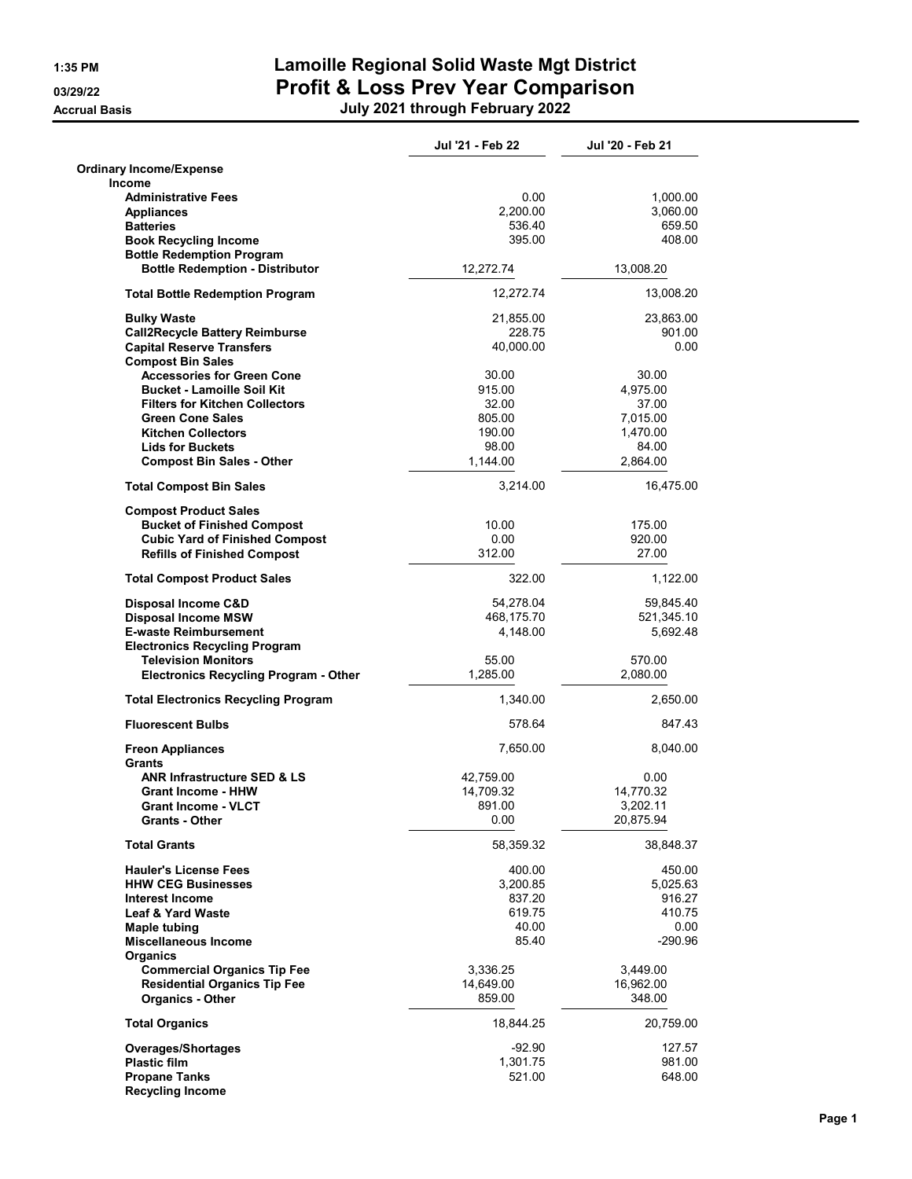# Lamoille Regional Solid Waste Mgt District

## Profit & Loss Prev Year Comparison

**July 2021 through February 2022**

1:35 PM
03/29/22
Accrual Basis

| | Jul '21 - Feb 22 | Jul '20 - Feb 21 |
|---|---|---|
| **Ordinary Income/Expense** | | |
| **Income** | | |
| Administrative Fees | 0.00 | 1,000.00 |
| Appliances | 2,200.00 | 3,060.00 |
| Batteries | 536.40 | 659.50 |
| Book Recycling Income | 395.00 | 408.00 |
| Bottle Redemption Program | | |
| Bottle Redemption - Distributor | 12,272.74 | 13,008.20 |
| Total Bottle Redemption Program | 12,272.74 | 13,008.20 |
| Bulky Waste | 21,855.00 | 23,863.00 |
| Call2Recycle Battery Reimburse | 228.75 | 901.00 |
| Capital Reserve Transfers | 40,000.00 | 0.00 |
| Compost Bin Sales | | |
| Accessories for Green Cone | 30.00 | 30.00 |
| Bucket - Lamoille Soil Kit | 915.00 | 4,975.00 |
| Filters for Kitchen Collectors | 32.00 | 37.00 |
| Green Cone Sales | 805.00 | 7,015.00 |
| Kitchen Collectors | 190.00 | 1,470.00 |
| Lids for Buckets | 98.00 | 84.00 |
| Compost Bin Sales - Other | 1,144.00 | 2,864.00 |
| Total Compost Bin Sales | 3,214.00 | 16,475.00 |
| Compost Product Sales | | |
| Bucket of Finished Compost | 10.00 | 175.00 |
| Cubic Yard of Finished Compost | 0.00 | 920.00 |
| Refills of Finished Compost | 312.00 | 27.00 |
| Total Compost Product Sales | 322.00 | 1,122.00 |
| Disposal Income C&D | 54,278.04 | 59,845.40 |
| Disposal Income MSW | 468,175.70 | 521,345.10 |
| E-waste Reimbursement | 4,148.00 | 5,692.48 |
| Electronics Recycling Program | | |
| Television Monitors | 55.00 | 570.00 |
| Electronics Recycling Program - Other | 1,285.00 | 2,080.00 |
| Total Electronics Recycling Program | 1,340.00 | 2,650.00 |
| Fluorescent Bulbs | 578.64 | 847.43 |
| Freon Appliances | 7,650.00 | 8,040.00 |
| Grants | | |
| ANR Infrastructure SED & LS | 42,759.00 | 0.00 |
| Grant Income - HHW | 14,709.32 | 14,770.32 |
| Grant Income - VLCT | 891.00 | 3,202.11 |
| Grants - Other | 0.00 | 20,875.94 |
| Total Grants | 58,359.32 | 38,848.37 |
| Hauler's License Fees | 400.00 | 450.00 |
| HHW CEG Businesses | 3,200.85 | 5,025.63 |
| Interest Income | 837.20 | 916.27 |
| Leaf & Yard Waste | 619.75 | 410.75 |
| Maple tubing | 40.00 | 0.00 |
| Miscellaneous Income | 85.40 | -290.96 |
| Organics | | |
| Commercial Organics Tip Fee | 3,336.25 | 3,449.00 |
| Residential Organics Tip Fee | 14,649.00 | 16,962.00 |
| Organics - Other | 859.00 | 348.00 |
| Total Organics | 18,844.25 | 20,759.00 |
| Overages/Shortages | -92.90 | 127.57 |
| Plastic film | 1,301.75 | 981.00 |
| Propane Tanks | 521.00 | 648.00 |
| Recycling Income | | |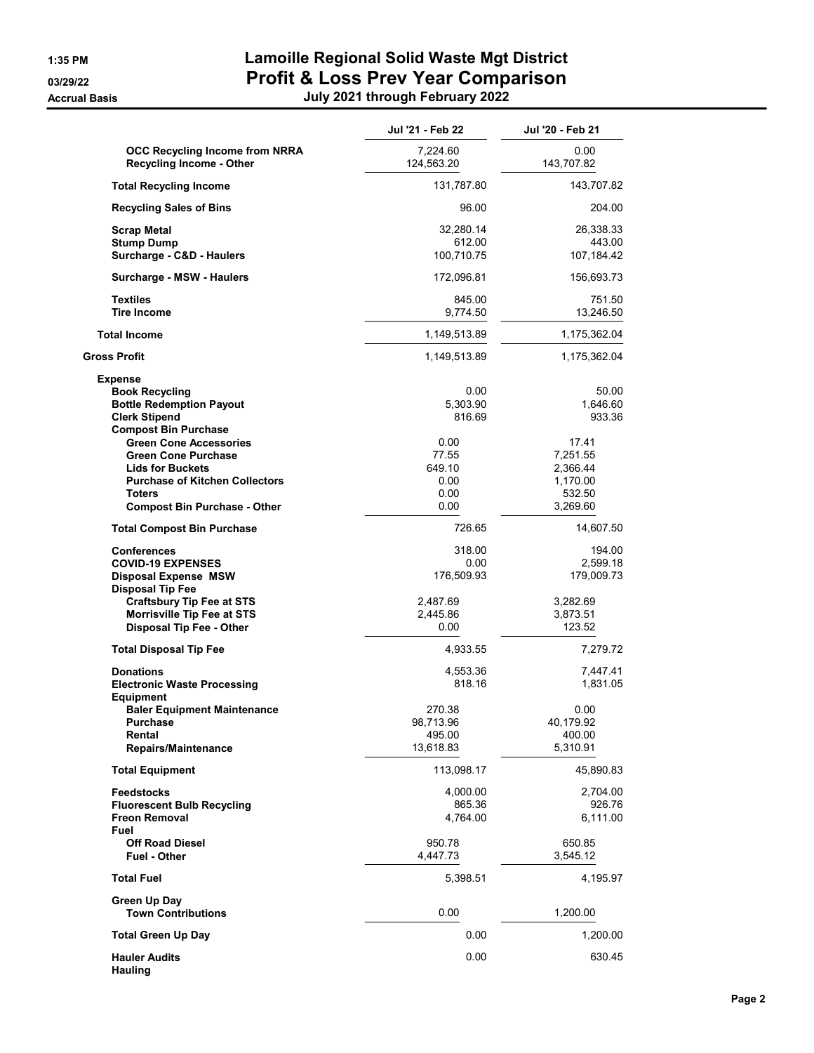# Lamoille Regional Solid Waste Mgt District
## Profit & Loss Prev Year Comparison
### July 2021 through February 2022

1:35 PM
03/29/22
Accrual Basis

| | Jul '21 - Feb 22 | Jul '20 - Feb 21 |
|---|---|---|
| OCC Recycling Income from NRRA | 7,224.60 | 0.00 |
| Recycling Income - Other | 124,563.20 | 143,707.82 |
| **Total Recycling Income** | 131,787.80 | 143,707.82 |
| Recycling Sales of Bins | 96.00 | 204.00 |
| Scrap Metal | 32,280.14 | 26,338.33 |
| Stump Dump | 612.00 | 443.00 |
| Surcharge - C&D - Haulers | 100,710.75 | 107,184.42 |
| Surcharge - MSW - Haulers | 172,096.81 | 156,693.73 |
| Textiles | 845.00 | 751.50 |
| Tire Income | 9,774.50 | 13,246.50 |
| **Total Income** | 1,149,513.89 | 1,175,362.04 |
| **Gross Profit** | 1,149,513.89 | 1,175,362.04 |
| **Expense** | | |
| Book Recycling | 0.00 | 50.00 |
| Bottle Redemption Payout | 5,303.90 | 1,646.60 |
| Clerk Stipend | 816.69 | 933.36 |
| Compost Bin Purchase | | |
| Green Cone Accessories | 0.00 | 17.41 |
| Green Cone Purchase | 77.55 | 7,251.55 |
| Lids for Buckets | 649.10 | 2,366.44 |
| Purchase of Kitchen Collectors | 0.00 | 1,170.00 |
| Toters | 0.00 | 532.50 |
| Compost Bin Purchase - Other | 0.00 | 3,269.60 |
| **Total Compost Bin Purchase** | 726.65 | 14,607.50 |
| Conferences | 318.00 | 194.00 |
| COVID-19 EXPENSES | 0.00 | 2,599.18 |
| Disposal Expense MSW | 176,509.93 | 179,009.73 |
| Disposal Tip Fee | | |
| Craftsbury Tip Fee at STS | 2,487.69 | 3,282.69 |
| Morrisville Tip Fee at STS | 2,445.86 | 3,873.51 |
| Disposal Tip Fee - Other | 0.00 | 123.52 |
| **Total Disposal Tip Fee** | 4,933.55 | 7,279.72 |
| Donations | 4,553.36 | 7,447.41 |
| Electronic Waste Processing | 818.16 | 1,831.05 |
| Equipment | | |
| Baler Equipment Maintenance | 270.38 | 0.00 |
| Purchase | 98,713.96 | 40,179.92 |
| Rental | 495.00 | 400.00 |
| Repairs/Maintenance | 13,618.83 | 5,310.91 |
| **Total Equipment** | 113,098.17 | 45,890.83 |
| Feedstocks | 4,000.00 | 2,704.00 |
| Fluorescent Bulb Recycling | 865.36 | 926.76 |
| Freon Removal | 4,764.00 | 6,111.00 |
| Fuel | | |
| Off Road Diesel | 950.78 | 650.85 |
| Fuel - Other | 4,447.73 | 3,545.12 |
| **Total Fuel** | 5,398.51 | 4,195.97 |
| Green Up Day | | |
| Town Contributions | 0.00 | 1,200.00 |
| **Total Green Up Day** | 0.00 | 1,200.00 |
| Hauler Audits | 0.00 | 630.45 |
| Hauling | | |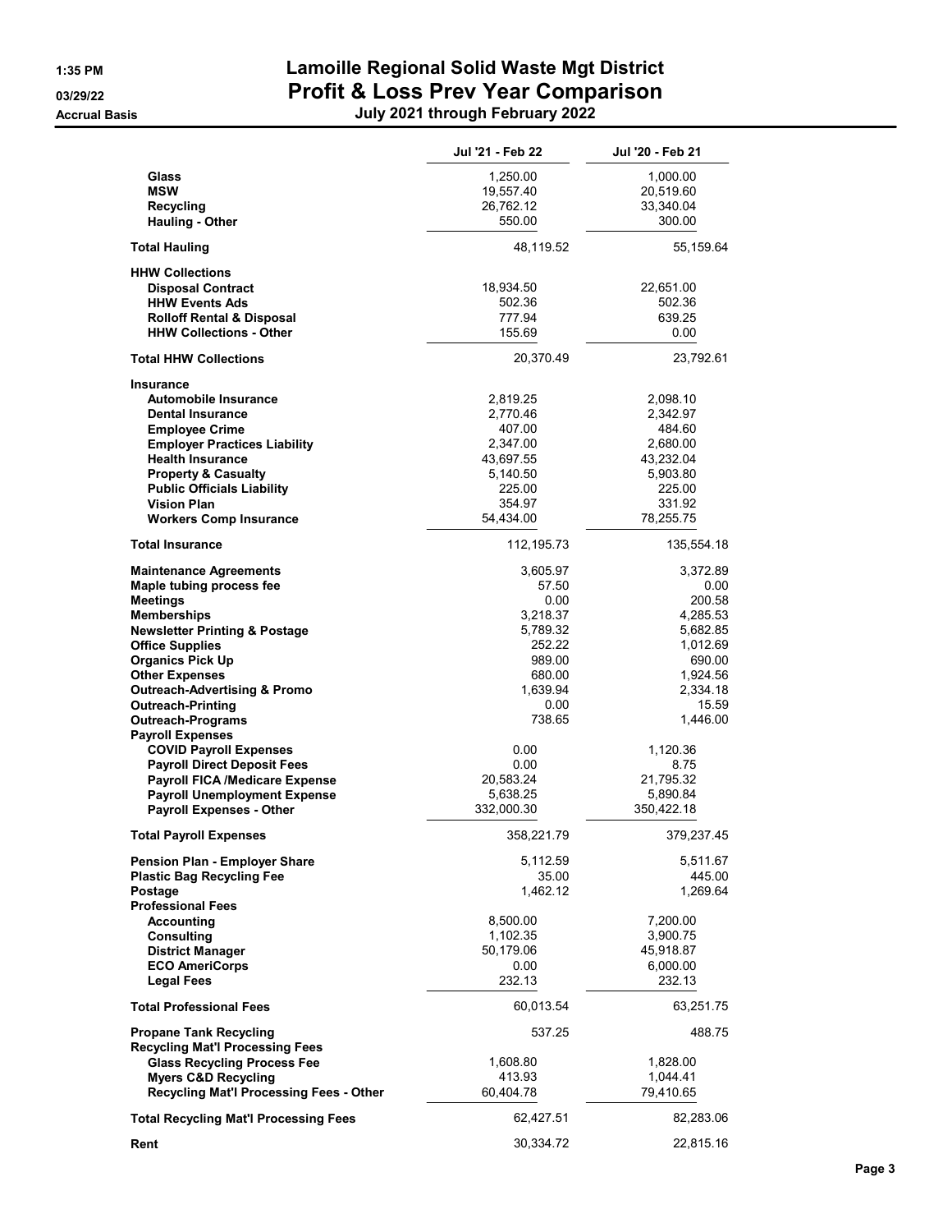# Lamoille Regional Solid Waste Mgt District
## Profit & Loss Prev Year Comparison
### July 2021 through February 2022

1:35 PM
03/29/22
Accrual Basis

| | Jul '21 - Feb 22 | Jul '20 - Feb 21 |
|---|---|---|
| **Glass** | 1,250.00 | 1,000.00 |
| **MSW** | 19,557.40 | 20,519.60 |
| **Recycling** | 26,762.12 | 33,340.04 |
| **Hauling - Other** | 550.00 | 300.00 |
| **Total Hauling** | 48,119.52 | 55,159.64 |
| **HHW Collections** | | |
| **Disposal Contract** | 18,934.50 | 22,651.00 |
| **HHW Events Ads** | 502.36 | 502.36 |
| **Rolloff Rental & Disposal** | 777.94 | 639.25 |
| **HHW Collections - Other** | 155.69 | 0.00 |
| **Total HHW Collections** | 20,370.49 | 23,792.61 |
| **Insurance** | | |
| **Automobile Insurance** | 2,819.25 | 2,098.10 |
| **Dental Insurance** | 2,770.46 | 2,342.97 |
| **Employee Crime** | 407.00 | 484.60 |
| **Employer Practices Liability** | 2,347.00 | 2,680.00 |
| **Health Insurance** | 43,697.55 | 43,232.04 |
| **Property & Casualty** | 5,140.50 | 5,903.80 |
| **Public Officials Liability** | 225.00 | 225.00 |
| **Vision Plan** | 354.97 | 331.92 |
| **Workers Comp Insurance** | 54,434.00 | 78,255.75 |
| **Total Insurance** | 112,195.73 | 135,554.18 |
| **Maintenance Agreements** | 3,605.97 | 3,372.89 |
| **Maple tubing process fee** | 57.50 | 0.00 |
| **Meetings** | 0.00 | 200.58 |
| **Memberships** | 3,218.37 | 4,285.53 |
| **Newsletter Printing & Postage** | 5,789.32 | 5,682.85 |
| **Office Supplies** | 252.22 | 1,012.69 |
| **Organics Pick Up** | 989.00 | 690.00 |
| **Other Expenses** | 680.00 | 1,924.56 |
| **Outreach-Advertising & Promo** | 1,639.94 | 2,334.18 |
| **Outreach-Printing** | 0.00 | 15.59 |
| **Outreach-Programs** | 738.65 | 1,446.00 |
| **Payroll Expenses** | | |
| **COVID Payroll Expenses** | 0.00 | 1,120.36 |
| **Payroll Direct Deposit Fees** | 0.00 | 8.75 |
| **Payroll FICA /Medicare Expense** | 20,583.24 | 21,795.32 |
| **Payroll Unemployment Expense** | 5,638.25 | 5,890.84 |
| **Payroll Expenses - Other** | 332,000.30 | 350,422.18 |
| **Total Payroll Expenses** | 358,221.79 | 379,237.45 |
| **Pension Plan - Employer Share** | 5,112.59 | 5,511.67 |
| **Plastic Bag Recycling Fee** | 35.00 | 445.00 |
| **Postage** | 1,462.12 | 1,269.64 |
| **Professional Fees** | | |
| **Accounting** | 8,500.00 | 7,200.00 |
| **Consulting** | 1,102.35 | 3,900.75 |
| **District Manager** | 50,179.06 | 45,918.87 |
| **ECO AmeriCorps** | 0.00 | 6,000.00 |
| **Legal Fees** | 232.13 | 232.13 |
| **Total Professional Fees** | 60,013.54 | 63,251.75 |
| **Propane Tank Recycling** | 537.25 | 488.75 |
| **Recycling Mat'l Processing Fees** | | |
| **Glass Recycling Process Fee** | 1,608.80 | 1,828.00 |
| **Myers C&D Recycling** | 413.93 | 1,044.41 |
| **Recycling Mat'l Processing Fees - Other** | 60,404.78 | 79,410.65 |
| **Total Recycling Mat'l Processing Fees** | 62,427.51 | 82,283.06 |
| **Rent** | 30,334.72 | 22,815.16 |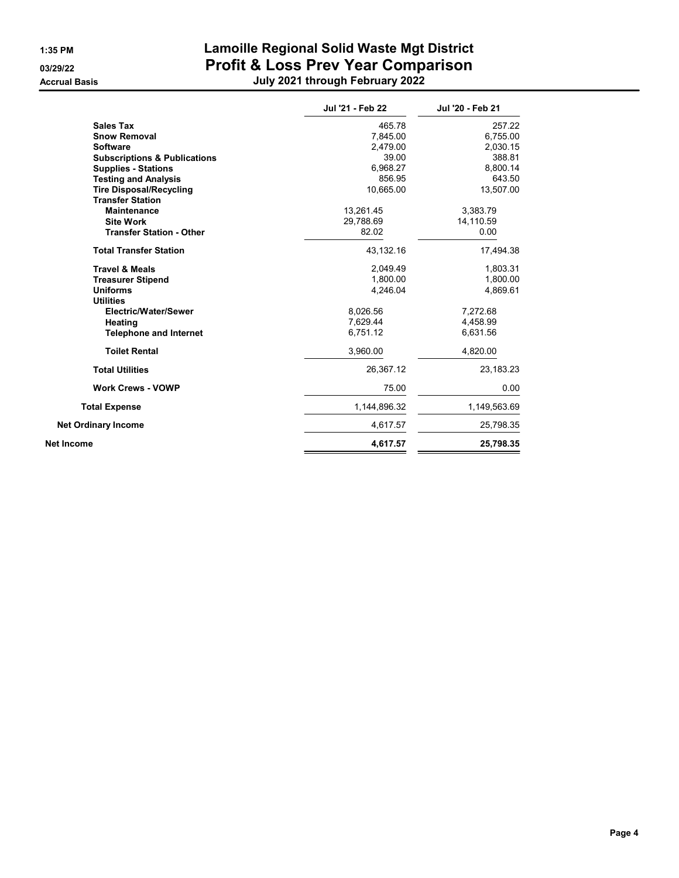# Lamoille Regional Solid Waste Mgt District

## Profit & Loss Prev Year Comparison

### July 2021 through February 2022

Accrual Basis

| | Jul '21 - Feb 22 | Jul '20 - Feb 21 |
|---|---|---|
| **Sales Tax** | 465.78 | 257.22 |
| **Snow Removal** | 7,845.00 | 6,755.00 |
| **Software** | 2,479.00 | 2,030.15 |
| **Subscriptions & Publications** | 39.00 | 388.81 |
| **Supplies - Stations** | 6,968.27 | 8,800.14 |
| **Testing and Analysis** | 856.95 | 643.50 |
| **Tire Disposal/Recycling** | 10,665.00 | 13,507.00 |
| **Transfer Station** | | |
| **Maintenance** | 13,261.45 | 3,383.79 |
| **Site Work** | 29,788.69 | 14,110.59 |
| **Transfer Station - Other** | 82.02 | 0.00 |
| **Total Transfer Station** | 43,132.16 | 17,494.38 |
| **Travel & Meals** | 2,049.49 | 1,803.31 |
| **Treasurer Stipend** | 1,800.00 | 1,800.00 |
| **Uniforms** | 4,246.04 | 4,869.61 |
| **Utilities** | | |
| **Electric/Water/Sewer** | 8,026.56 | 7,272.68 |
| **Heating** | 7,629.44 | 4,458.99 |
| **Telephone and Internet** | 6,751.12 | 6,631.56 |
| **Toilet Rental** | 3,960.00 | 4,820.00 |
| **Total Utilities** | 26,367.12 | 23,183.23 |
| **Work Crews - VOWP** | 75.00 | 0.00 |
| **Total Expense** | 1,144,896.32 | 1,149,563.69 |
| **Net Ordinary Income** | 4,617.57 | 25,798.35 |
| **Net Income** | **4,617.57** | **25,798.35** |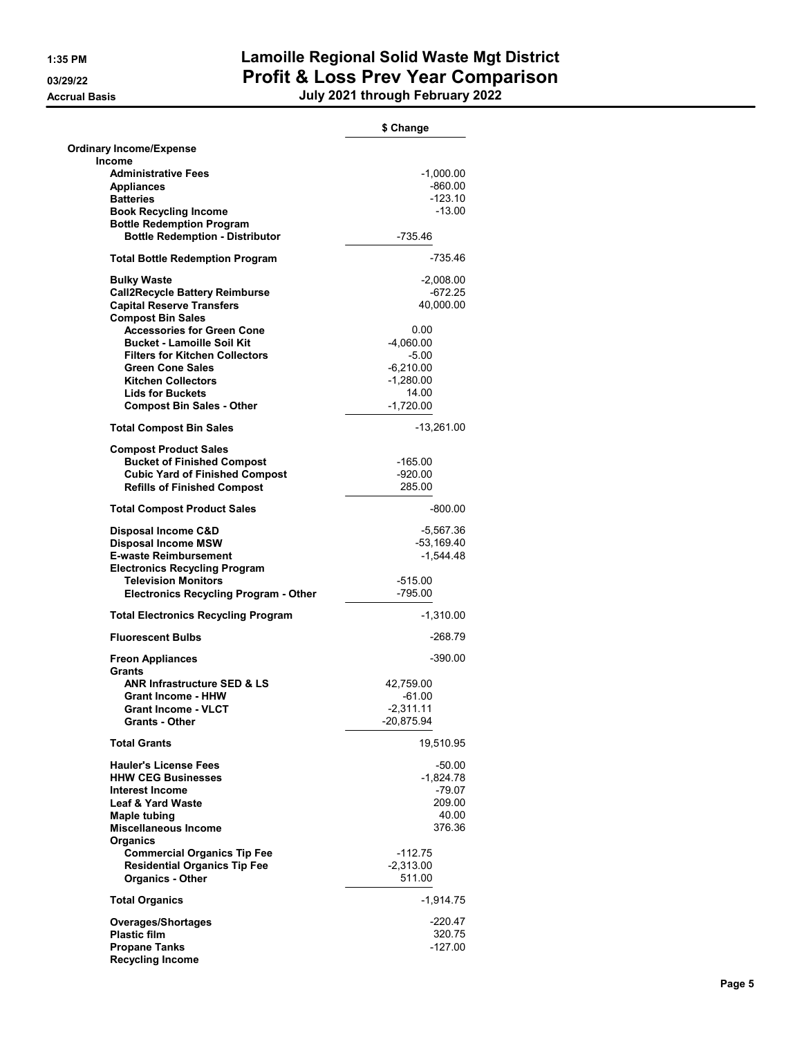# Lamoille Regional Solid Waste Mgt District

# Profit & Loss Prev Year Comparison

**July 2021 through February 2022**

1:35 PM
03/29/22
Accrual Basis

| | | $ Change |
|---|---|---|
| **Ordinary Income/Expense** | | |
| **Income** | | |
| **Administrative Fees** | | -1,000.00 |
| **Appliances** | | -860.00 |
| **Batteries** | | -123.10 |
| **Book Recycling Income** | | -13.00 |
| **Bottle Redemption Program** | | |
| **Bottle Redemption - Distributor** | -735.46 | |
| **Total Bottle Redemption Program** | | -735.46 |
| **Bulky Waste** | | -2,008.00 |
| **Call2Recycle Battery Reimburse** | | -672.25 |
| **Capital Reserve Transfers** | | 40,000.00 |
| **Compost Bin Sales** | | |
| **Accessories for Green Cone** | 0.00 | |
| **Bucket - Lamoille Soil Kit** | -4,060.00 | |
| **Filters for Kitchen Collectors** | -5.00 | |
| **Green Cone Sales** | -6,210.00 | |
| **Kitchen Collectors** | -1,280.00 | |
| **Lids for Buckets** | 14.00 | |
| **Compost Bin Sales - Other** | -1,720.00 | |
| **Total Compost Bin Sales** | | -13,261.00 |
| **Compost Product Sales** | | |
| **Bucket of Finished Compost** | -165.00 | |
| **Cubic Yard of Finished Compost** | -920.00 | |
| **Refills of Finished Compost** | 285.00 | |
| **Total Compost Product Sales** | | -800.00 |
| **Disposal Income C&D** | | -5,567.36 |
| **Disposal Income MSW** | | -53,169.40 |
| **E-waste Reimbursement** | | -1,544.48 |
| **Electronics Recycling Program** | | |
| **Television Monitors** | -515.00 | |
| **Electronics Recycling Program - Other** | -795.00 | |
| **Total Electronics Recycling Program** | | -1,310.00 |
| **Fluorescent Bulbs** | | -268.79 |
| **Freon Appliances** | | -390.00 |
| **Grants** | | |
| **ANR Infrastructure SED & LS** | 42,759.00 | |
| **Grant Income - HHW** | -61.00 | |
| **Grant Income - VLCT** | -2,311.11 | |
| **Grants - Other** | -20,875.94 | |
| **Total Grants** | | 19,510.95 |
| **Hauler's License Fees** | | -50.00 |
| **HHW CEG Businesses** | | -1,824.78 |
| **Interest Income** | | -79.07 |
| **Leaf & Yard Waste** | | 209.00 |
| **Maple tubing** | | 40.00 |
| **Miscellaneous Income** | | 376.36 |
| **Organics** | | |
| **Commercial Organics Tip Fee** | -112.75 | |
| **Residential Organics Tip Fee** | -2,313.00 | |
| **Organics - Other** | 511.00 | |
| **Total Organics** | | -1,914.75 |
| **Overages/Shortages** | | -220.47 |
| **Plastic film** | | 320.75 |
| **Propane Tanks** | | -127.00 |
| **Recycling Income** | | |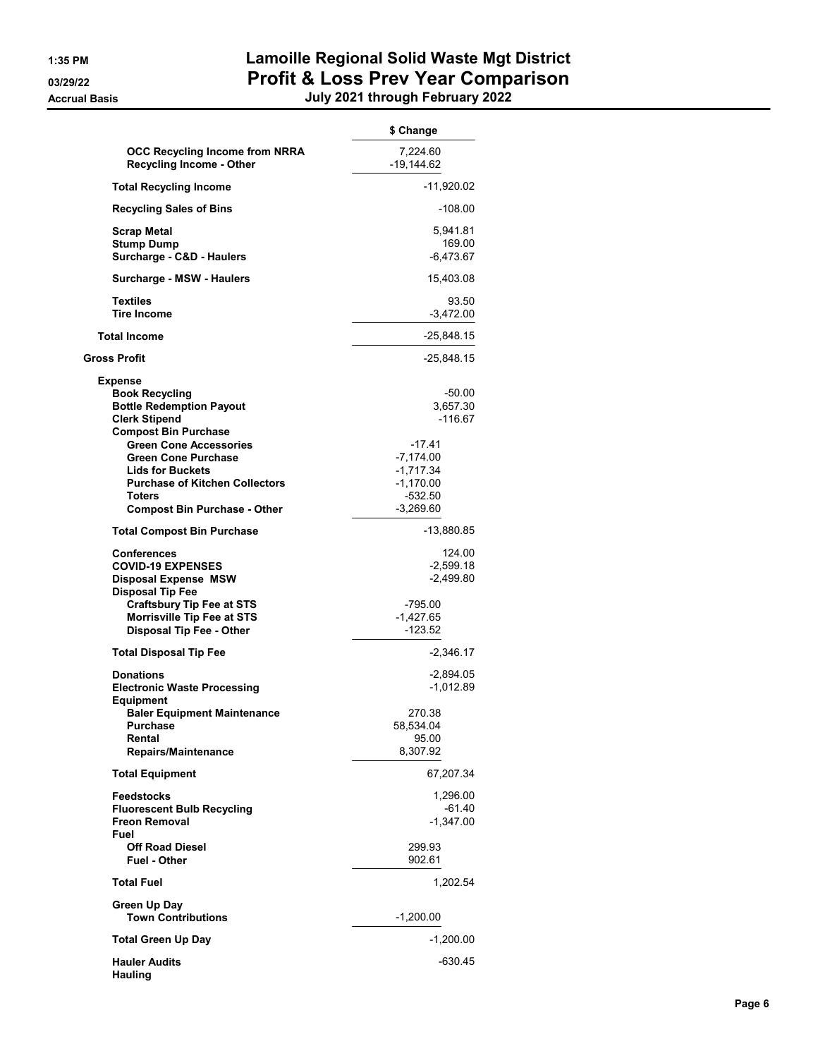# Lamoille Regional Solid Waste Mgt District

## Profit & Loss Prev Year Comparison

**Accrual Basis** — July 2021 through February 2022

| | \$ Change | |
|---|---|---|
| **OCC Recycling Income from NRRA** | 7,224.60 | |
| **Recycling Income - Other** | -19,144.62 | |
| **Total Recycling Income** | | -11,920.02 |
| **Recycling Sales of Bins** | | -108.00 |
| **Scrap Metal** | | 5,941.81 |
| **Stump Dump** | | 169.00 |
| **Surcharge - C&D - Haulers** | | -6,473.67 |
| **Surcharge - MSW - Haulers** | | 15,403.08 |
| **Textiles** | | 93.50 |
| **Tire Income** | | -3,472.00 |
| **Total Income** | | -25,848.15 |
| **Gross Profit** | | -25,848.15 |
| **Expense** | | |
| **Book Recycling** | | -50.00 |
| **Bottle Redemption Payout** | | 3,657.30 |
| **Clerk Stipend** | | -116.67 |
| **Compost Bin Purchase** | | |
| **Green Cone Accessories** | -17.41 | |
| **Green Cone Purchase** | -7,174.00 | |
| **Lids for Buckets** | -1,717.34 | |
| **Purchase of Kitchen Collectors** | -1,170.00 | |
| **Toters** | -532.50 | |
| **Compost Bin Purchase - Other** | -3,269.60 | |
| **Total Compost Bin Purchase** | | -13,880.85 |
| **Conferences** | | 124.00 |
| **COVID-19 EXPENSES** | | -2,599.18 |
| **Disposal Expense MSW** | | -2,499.80 |
| **Disposal Tip Fee** | | |
| **Craftsbury Tip Fee at STS** | -795.00 | |
| **Morrisville Tip Fee at STS** | -1,427.65 | |
| **Disposal Tip Fee - Other** | -123.52 | |
| **Total Disposal Tip Fee** | | -2,346.17 |
| **Donations** | | -2,894.05 |
| **Electronic Waste Processing** | | -1,012.89 |
| **Equipment** | | |
| **Baler Equipment Maintenance** | 270.38 | |
| **Purchase** | 58,534.04 | |
| **Rental** | 95.00 | |
| **Repairs/Maintenance** | 8,307.92 | |
| **Total Equipment** | | 67,207.34 |
| **Feedstocks** | | 1,296.00 |
| **Fluorescent Bulb Recycling** | | -61.40 |
| **Freon Removal** | | -1,347.00 |
| **Fuel** | | |
| **Off Road Diesel** | 299.93 | |
| **Fuel - Other** | 902.61 | |
| **Total Fuel** | | 1,202.54 |
| **Green Up Day** | | |
| **Town Contributions** | -1,200.00 | |
| **Total Green Up Day** | | -1,200.00 |
| **Hauler Audits** | | -630.45 |
| **Hauling** | | |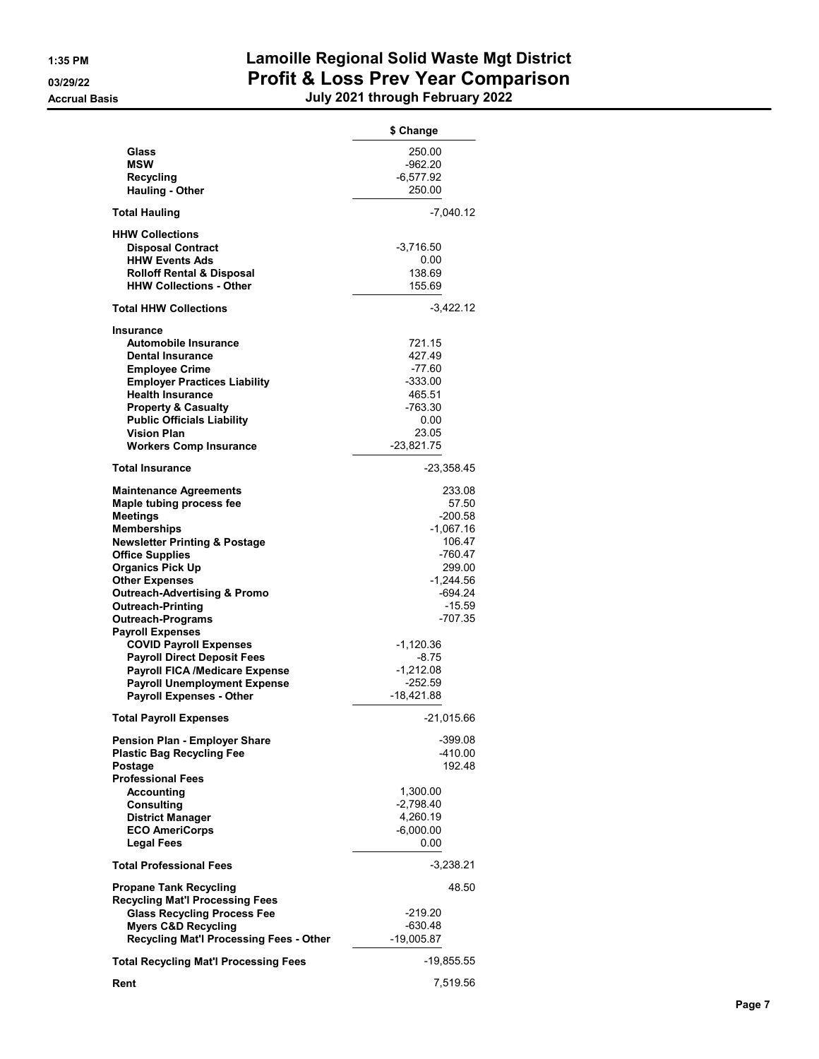# Lamoille Regional Solid Waste Mgt District

## Profit & Loss Prev Year Comparison

### July 2021 through February 2022

1:35 PM
03/29/22
Accrual Basis

| | $ Change | |
|---|---|---|
| Glass | 250.00 | |
| MSW | -962.20 | |
| Recycling | -6,577.92 | |
| Hauling - Other | 250.00 | |
| **Total Hauling** | | -7,040.12 |
| **HHW Collections** | | |
| Disposal Contract | -3,716.50 | |
| HHW Events Ads | 0.00 | |
| Rolloff Rental & Disposal | 138.69 | |
| HHW Collections - Other | 155.69 | |
| **Total HHW Collections** | | -3,422.12 |
| **Insurance** | | |
| Automobile Insurance | 721.15 | |
| Dental Insurance | 427.49 | |
| Employee Crime | -77.60 | |
| Employer Practices Liability | -333.00 | |
| Health Insurance | 465.51 | |
| Property & Casualty | -763.30 | |
| Public Officials Liability | 0.00 | |
| Vision Plan | 23.05 | |
| Workers Comp Insurance | -23,821.75 | |
| **Total Insurance** | | -23,358.45 |
| Maintenance Agreements | | 233.08 |
| Maple tubing process fee | | 57.50 |
| Meetings | | -200.58 |
| Memberships | | -1,067.16 |
| Newsletter Printing & Postage | | 106.47 |
| Office Supplies | | -760.47 |
| Organics Pick Up | | 299.00 |
| Other Expenses | | -1,244.56 |
| Outreach-Advertising & Promo | | -694.24 |
| Outreach-Printing | | -15.59 |
| Outreach-Programs | | -707.35 |
| **Payroll Expenses** | | |
| COVID Payroll Expenses | -1,120.36 | |
| Payroll Direct Deposit Fees | -8.75 | |
| Payroll FICA /Medicare Expense | -1,212.08 | |
| Payroll Unemployment Expense | -252.59 | |
| Payroll Expenses - Other | -18,421.88 | |
| **Total Payroll Expenses** | | -21,015.66 |
| Pension Plan - Employer Share | | -399.08 |
| Plastic Bag Recycling Fee | | -410.00 |
| Postage | | 192.48 |
| **Professional Fees** | | |
| Accounting | 1,300.00 | |
| Consulting | -2,798.40 | |
| District Manager | 4,260.19 | |
| ECO AmeriCorps | -6,000.00 | |
| Legal Fees | 0.00 | |
| **Total Professional Fees** | | -3,238.21 |
| Propane Tank Recycling | | 48.50 |
| **Recycling Mat'l Processing Fees** | | |
| Glass Recycling Process Fee | -219.20 | |
| Myers C&D Recycling | -630.48 | |
| Recycling Mat'l Processing Fees - Other | -19,005.87 | |
| **Total Recycling Mat'l Processing Fees** | | -19,855.55 |
| Rent | | 7,519.56 |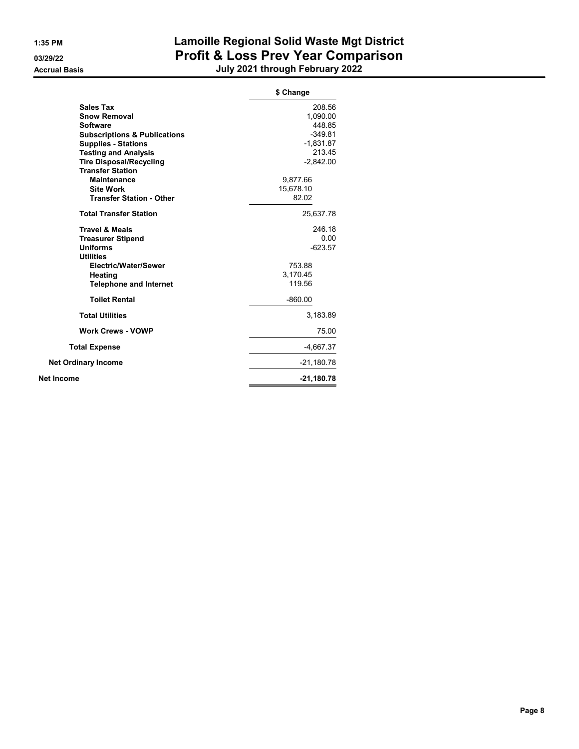# Lamoille Regional Solid Waste Mgt District

## Profit & Loss Prev Year Comparison

### July 2021 through February 2022

1:35 PM
03/29/22
Accrual Basis

| | $ Change | |
|---|---|---|
| Sales Tax | | 208.56 |
| Snow Removal | | 1,090.00 |
| Software | | 448.85 |
| Subscriptions & Publications | | -349.81 |
| Supplies - Stations | | -1,831.87 |
| Testing and Analysis | | 213.45 |
| Tire Disposal/Recycling | | -2,842.00 |
| Transfer Station | | |
| Maintenance | 9,877.66 | |
| Site Work | 15,678.10 | |
| Transfer Station - Other | 82.02 | |
| Total Transfer Station | | 25,637.78 |
| Travel & Meals | | 246.18 |
| Treasurer Stipend | | 0.00 |
| Uniforms | | -623.57 |
| Utilities | | |
| Electric/Water/Sewer | 753.88 | |
| Heating | 3,170.45 | |
| Telephone and Internet | 119.56 | |
| Toilet Rental | -860.00 | |
| Total Utilities | | 3,183.89 |
| Work Crews - VOWP | | 75.00 |
| Total Expense | | -4,667.37 |
| Net Ordinary Income | | -21,180.78 |
| **Net Income** | | **-21,180.78** |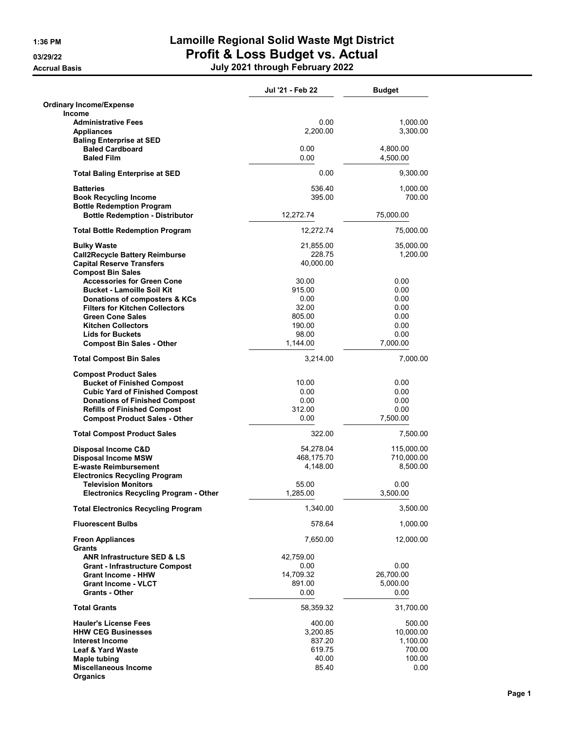# Lamoille Regional Solid Waste Mgt District
## Profit & Loss Budget vs. Actual
### July 2021 through February 2022

1:36 PM
03/29/22
Accrual Basis

| | Jul '21 - Feb 22 | Budget |
|---|---|---|
| **Ordinary Income/Expense** | | |
| **Income** | | |
| **Administrative Fees** | 0.00 | 1,000.00 |
| **Appliances** | 2,200.00 | 3,300.00 |
| **Baling Enterprise at SED** | | |
| **Baled Cardboard** | 0.00 | 4,800.00 |
| **Baled Film** | 0.00 | 4,500.00 |
| **Total Baling Enterprise at SED** | 0.00 | 9,300.00 |
| **Batteries** | 536.40 | 1,000.00 |
| **Book Recycling Income** | 395.00 | 700.00 |
| **Bottle Redemption Program** | | |
| **Bottle Redemption - Distributor** | 12,272.74 | 75,000.00 |
| **Total Bottle Redemption Program** | 12,272.74 | 75,000.00 |
| **Bulky Waste** | 21,855.00 | 35,000.00 |
| **Call2Recycle Battery Reimburse** | 228.75 | 1,200.00 |
| **Capital Reserve Transfers** | 40,000.00 | |
| **Compost Bin Sales** | | |
| **Accessories for Green Cone** | 30.00 | 0.00 |
| **Bucket - Lamoille Soil Kit** | 915.00 | 0.00 |
| **Donations of composters & KCs** | 0.00 | 0.00 |
| **Filters for Kitchen Collectors** | 32.00 | 0.00 |
| **Green Cone Sales** | 805.00 | 0.00 |
| **Kitchen Collectors** | 190.00 | 0.00 |
| **Lids for Buckets** | 98.00 | 0.00 |
| **Compost Bin Sales - Other** | 1,144.00 | 7,000.00 |
| **Total Compost Bin Sales** | 3,214.00 | 7,000.00 |
| **Compost Product Sales** | | |
| **Bucket of Finished Compost** | 10.00 | 0.00 |
| **Cubic Yard of Finished Compost** | 0.00 | 0.00 |
| **Donations of Finished Compost** | 0.00 | 0.00 |
| **Refills of Finished Compost** | 312.00 | 0.00 |
| **Compost Product Sales - Other** | 0.00 | 7,500.00 |
| **Total Compost Product Sales** | 322.00 | 7,500.00 |
| **Disposal Income C&D** | 54,278.04 | 115,000.00 |
| **Disposal Income MSW** | 468,175.70 | 710,000.00 |
| **E-waste Reimbursement** | 4,148.00 | 8,500.00 |
| **Electronics Recycling Program** | | |
| **Television Monitors** | 55.00 | 0.00 |
| **Electronics Recycling Program - Other** | 1,285.00 | 3,500.00 |
| **Total Electronics Recycling Program** | 1,340.00 | 3,500.00 |
| **Fluorescent Bulbs** | 578.64 | 1,000.00 |
| **Freon Appliances** | 7,650.00 | 12,000.00 |
| **Grants** | | |
| **ANR Infrastructure SED & LS** | 42,759.00 | |
| **Grant - Infrastructure Compost** | 0.00 | 0.00 |
| **Grant Income - HHW** | 14,709.32 | 26,700.00 |
| **Grant Income - VLCT** | 891.00 | 5,000.00 |
| **Grants - Other** | 0.00 | 0.00 |
| **Total Grants** | 58,359.32 | 31,700.00 |
| **Hauler's License Fees** | 400.00 | 500.00 |
| **HHW CEG Businesses** | 3,200.85 | 10,000.00 |
| **Interest Income** | 837.20 | 1,100.00 |
| **Leaf & Yard Waste** | 619.75 | 700.00 |
| **Maple tubing** | 40.00 | 100.00 |
| **Miscellaneous Income** | 85.40 | 0.00 |
| **Organics** | | |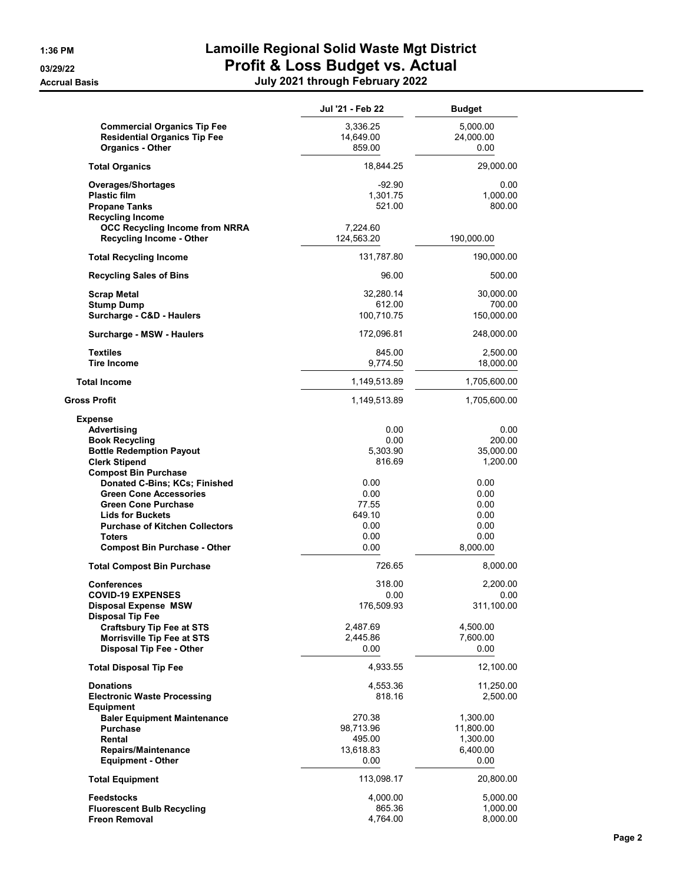# Lamoille Regional Solid Waste Mgt District

## Profit & Loss Budget vs. Actual

**July 2021 through February 2022**

1:36 PM
03/29/22
Accrual Basis

| | Jul '21 - Feb 22 | Budget |
|---|---|---|
| Commercial Organics Tip Fee | 3,336.25 | 5,000.00 |
| Residential Organics Tip Fee | 14,649.00 | 24,000.00 |
| Organics - Other | 859.00 | 0.00 |
| **Total Organics** | 18,844.25 | 29,000.00 |
| Overages/Shortages | -92.90 | 0.00 |
| Plastic film | 1,301.75 | 1,000.00 |
| Propane Tanks | 521.00 | 800.00 |
| Recycling Income | | |
| OCC Recycling Income from NRRA | 7,224.60 | |
| Recycling Income - Other | 124,563.20 | 190,000.00 |
| **Total Recycling Income** | 131,787.80 | 190,000.00 |
| Recycling Sales of Bins | 96.00 | 500.00 |
| Scrap Metal | 32,280.14 | 30,000.00 |
| Stump Dump | 612.00 | 700.00 |
| Surcharge - C&D - Haulers | 100,710.75 | 150,000.00 |
| Surcharge - MSW - Haulers | 172,096.81 | 248,000.00 |
| Textiles | 845.00 | 2,500.00 |
| Tire Income | 9,774.50 | 18,000.00 |
| **Total Income** | 1,149,513.89 | 1,705,600.00 |
| **Gross Profit** | 1,149,513.89 | 1,705,600.00 |
| **Expense** | | |
| Advertising | 0.00 | 0.00 |
| Book Recycling | 0.00 | 200.00 |
| Bottle Redemption Payout | 5,303.90 | 35,000.00 |
| Clerk Stipend | 816.69 | 1,200.00 |
| Compost Bin Purchase | | |
| Donated C-Bins; KCs; Finished | 0.00 | 0.00 |
| Green Cone Accessories | 0.00 | 0.00 |
| Green Cone Purchase | 77.55 | 0.00 |
| Lids for Buckets | 649.10 | 0.00 |
| Purchase of Kitchen Collectors | 0.00 | 0.00 |
| Toters | 0.00 | 0.00 |
| Compost Bin Purchase - Other | 0.00 | 8,000.00 |
| **Total Compost Bin Purchase** | 726.65 | 8,000.00 |
| Conferences | 318.00 | 2,200.00 |
| COVID-19 EXPENSES | 0.00 | 0.00 |
| Disposal Expense MSW | 176,509.93 | 311,100.00 |
| Disposal Tip Fee | | |
| Craftsbury Tip Fee at STS | 2,487.69 | 4,500.00 |
| Morrisville Tip Fee at STS | 2,445.86 | 7,600.00 |
| Disposal Tip Fee - Other | 0.00 | 0.00 |
| **Total Disposal Tip Fee** | 4,933.55 | 12,100.00 |
| Donations | 4,553.36 | 11,250.00 |
| Electronic Waste Processing | 818.16 | 2,500.00 |
| Equipment | | |
| Baler Equipment Maintenance | 270.38 | 1,300.00 |
| Purchase | 98,713.96 | 11,800.00 |
| Rental | 495.00 | 1,300.00 |
| Repairs/Maintenance | 13,618.83 | 6,400.00 |
| Equipment - Other | 0.00 | 0.00 |
| **Total Equipment** | 113,098.17 | 20,800.00 |
| Feedstocks | 4,000.00 | 5,000.00 |
| Fluorescent Bulb Recycling | 865.36 | 1,000.00 |
| Freon Removal | 4,764.00 | 8,000.00 |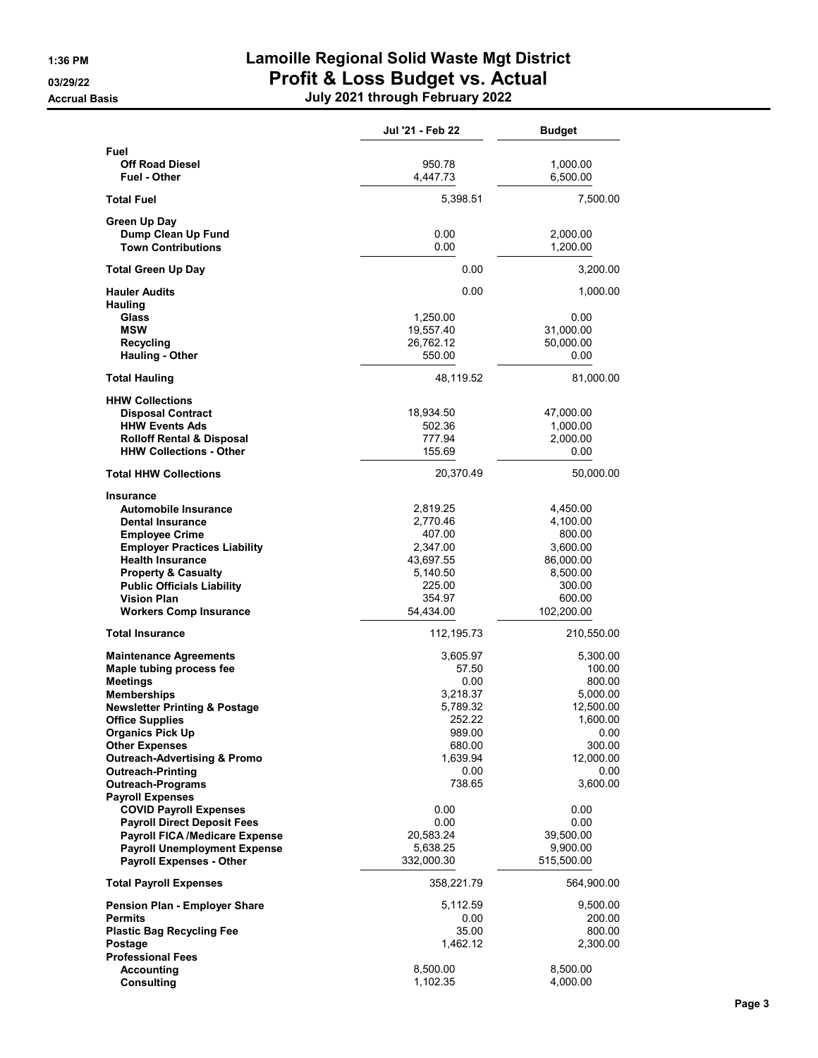# Lamoille Regional Solid Waste Mgt District

## Profit & Loss Budget vs. Actual

**Accrual Basis** — July 2021 through February 2022

1:36 PM
03/29/22

| | Jul '21 - Feb 22 | Budget |
|---|---|---|
| **Fuel** | | |
| **Off Road Diesel** | 950.78 | 1,000.00 |
| **Fuel - Other** | 4,447.73 | 6,500.00 |
| **Total Fuel** | 5,398.51 | 7,500.00 |
| **Green Up Day** | | |
| **Dump Clean Up Fund** | 0.00 | 2,000.00 |
| **Town Contributions** | 0.00 | 1,200.00 |
| **Total Green Up Day** | 0.00 | 3,200.00 |
| **Hauler Audits** | 0.00 | 1,000.00 |
| **Hauling** | | |
| **Glass** | 1,250.00 | 0.00 |
| **MSW** | 19,557.40 | 31,000.00 |
| **Recycling** | 26,762.12 | 50,000.00 |
| **Hauling - Other** | 550.00 | 0.00 |
| **Total Hauling** | 48,119.52 | 81,000.00 |
| **HHW Collections** | | |
| **Disposal Contract** | 18,934.50 | 47,000.00 |
| **HHW Events Ads** | 502.36 | 1,000.00 |
| **Rolloff Rental & Disposal** | 777.94 | 2,000.00 |
| **HHW Collections - Other** | 155.69 | 0.00 |
| **Total HHW Collections** | 20,370.49 | 50,000.00 |
| **Insurance** | | |
| **Automobile Insurance** | 2,819.25 | 4,450.00 |
| **Dental Insurance** | 2,770.46 | 4,100.00 |
| **Employee Crime** | 407.00 | 800.00 |
| **Employer Practices Liability** | 2,347.00 | 3,600.00 |
| **Health Insurance** | 43,697.55 | 86,000.00 |
| **Property & Casualty** | 5,140.50 | 8,500.00 |
| **Public Officials Liability** | 225.00 | 300.00 |
| **Vision Plan** | 354.97 | 600.00 |
| **Workers Comp Insurance** | 54,434.00 | 102,200.00 |
| **Total Insurance** | 112,195.73 | 210,550.00 |
| **Maintenance Agreements** | 3,605.97 | 5,300.00 |
| **Maple tubing process fee** | 57.50 | 100.00 |
| **Meetings** | 0.00 | 800.00 |
| **Memberships** | 3,218.37 | 5,000.00 |
| **Newsletter Printing & Postage** | 5,789.32 | 12,500.00 |
| **Office Supplies** | 252.22 | 1,600.00 |
| **Organics Pick Up** | 989.00 | 0.00 |
| **Other Expenses** | 680.00 | 300.00 |
| **Outreach-Advertising & Promo** | 1,639.94 | 12,000.00 |
| **Outreach-Printing** | 0.00 | 0.00 |
| **Outreach-Programs** | 738.65 | 3,600.00 |
| **Payroll Expenses** | | |
| **COVID Payroll Expenses** | 0.00 | 0.00 |
| **Payroll Direct Deposit Fees** | 0.00 | 0.00 |
| **Payroll FICA /Medicare Expense** | 20,583.24 | 39,500.00 |
| **Payroll Unemployment Expense** | 5,638.25 | 9,900.00 |
| **Payroll Expenses - Other** | 332,000.30 | 515,500.00 |
| **Total Payroll Expenses** | 358,221.79 | 564,900.00 |
| **Pension Plan - Employer Share** | 5,112.59 | 9,500.00 |
| **Permits** | 0.00 | 200.00 |
| **Plastic Bag Recycling Fee** | 35.00 | 800.00 |
| **Postage** | 1,462.12 | 2,300.00 |
| **Professional Fees** | | |
| **Accounting** | 8,500.00 | 8,500.00 |
| **Consulting** | 1,102.35 | 4,000.00 |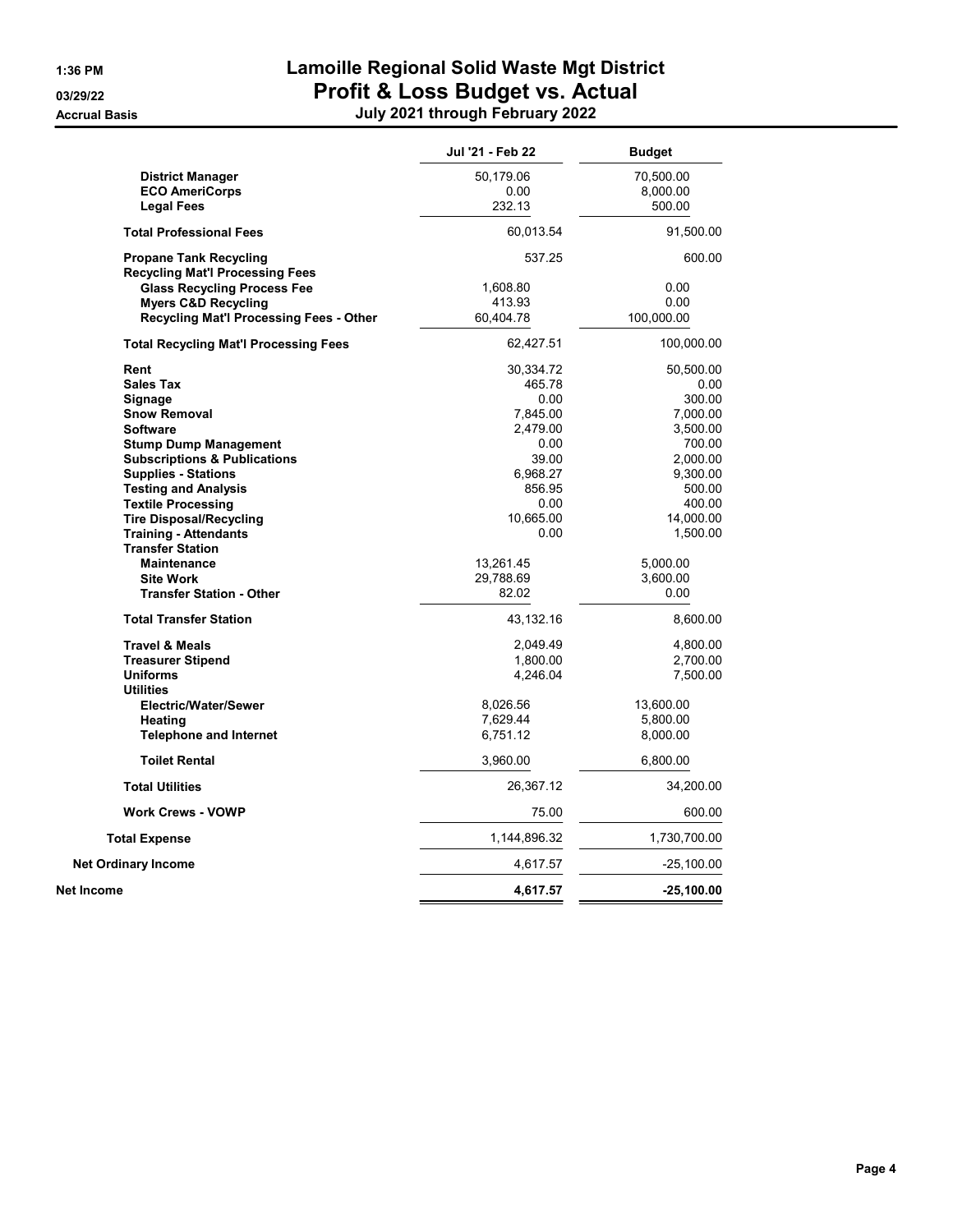# Lamoille Regional Solid Waste Mgt District

## Profit & Loss Budget vs. Actual

### July 2021 through February 2022

1:36 PM
03/29/22
Accrual Basis

| | Jul '21 - Feb 22 | Budget |
|---|---|---|
| **District Manager** | 50,179.06 | 70,500.00 |
| **ECO AmeriCorps** | 0.00 | 8,000.00 |
| **Legal Fees** | 232.13 | 500.00 |
| **Total Professional Fees** | 60,013.54 | 91,500.00 |
| **Propane Tank Recycling** | 537.25 | 600.00 |
| **Recycling Mat'l Processing Fees** | | |
| **Glass Recycling Process Fee** | 1,608.80 | 0.00 |
| **Myers C&D Recycling** | 413.93 | 0.00 |
| **Recycling Mat'l Processing Fees - Other** | 60,404.78 | 100,000.00 |
| **Total Recycling Mat'l Processing Fees** | 62,427.51 | 100,000.00 |
| **Rent** | 30,334.72 | 50,500.00 |
| **Sales Tax** | 465.78 | 0.00 |
| **Signage** | 0.00 | 300.00 |
| **Snow Removal** | 7,845.00 | 7,000.00 |
| **Software** | 2,479.00 | 3,500.00 |
| **Stump Dump Management** | 0.00 | 700.00 |
| **Subscriptions & Publications** | 39.00 | 2,000.00 |
| **Supplies - Stations** | 6,968.27 | 9,300.00 |
| **Testing and Analysis** | 856.95 | 500.00 |
| **Textile Processing** | 0.00 | 400.00 |
| **Tire Disposal/Recycling** | 10,665.00 | 14,000.00 |
| **Training - Attendants** | 0.00 | 1,500.00 |
| **Transfer Station** | | |
| **Maintenance** | 13,261.45 | 5,000.00 |
| **Site Work** | 29,788.69 | 3,600.00 |
| **Transfer Station - Other** | 82.02 | 0.00 |
| **Total Transfer Station** | 43,132.16 | 8,600.00 |
| **Travel & Meals** | 2,049.49 | 4,800.00 |
| **Treasurer Stipend** | 1,800.00 | 2,700.00 |
| **Uniforms** | 4,246.04 | 7,500.00 |
| **Utilities** | | |
| **Electric/Water/Sewer** | 8,026.56 | 13,600.00 |
| **Heating** | 7,629.44 | 5,800.00 |
| **Telephone and Internet** | 6,751.12 | 8,000.00 |
| **Toilet Rental** | 3,960.00 | 6,800.00 |
| **Total Utilities** | 26,367.12 | 34,200.00 |
| **Work Crews - VOWP** | 75.00 | 600.00 |
| **Total Expense** | 1,144,896.32 | 1,730,700.00 |
| **Net Ordinary Income** | 4,617.57 | -25,100.00 |
| **Net Income** | **4,617.57** | **-25,100.00** |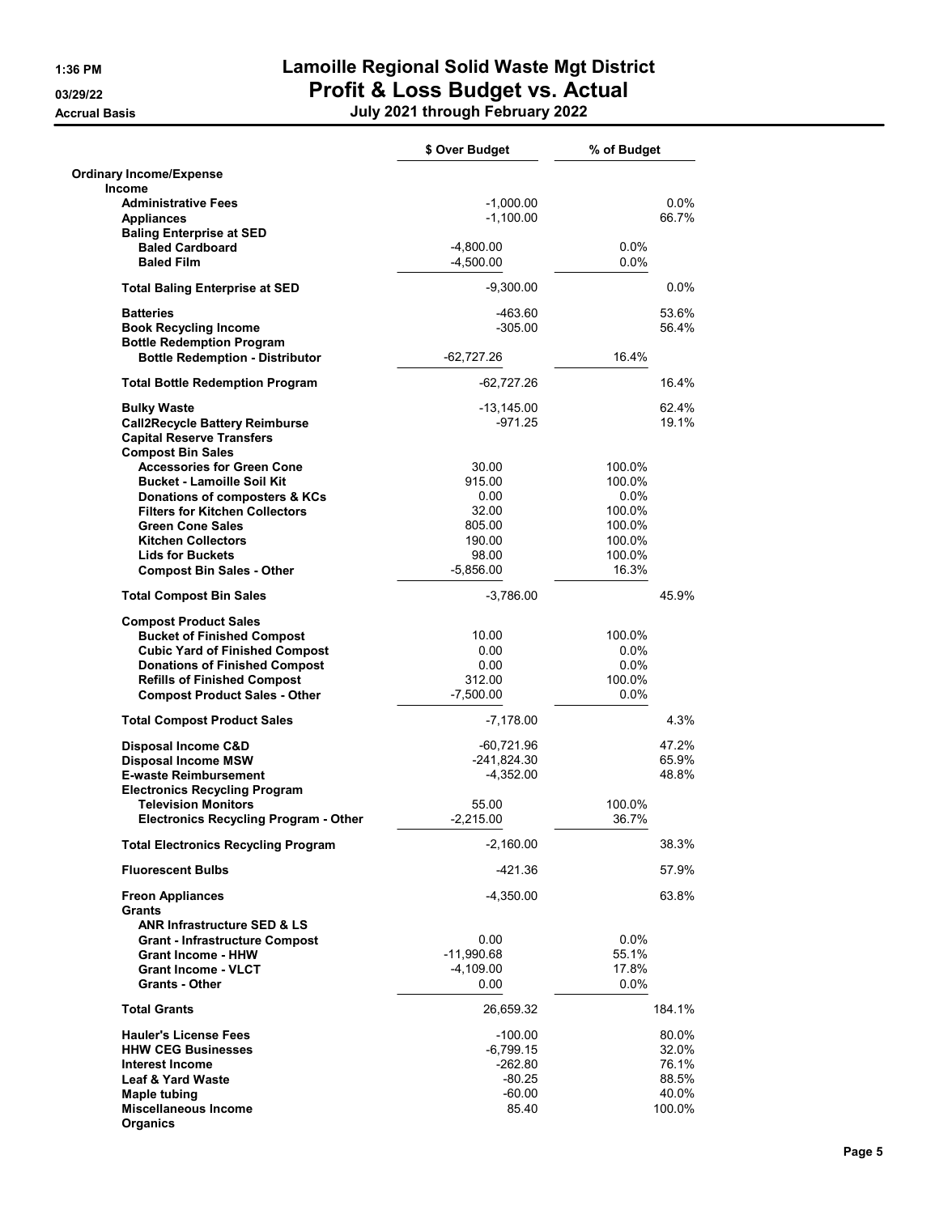# Lamoille Regional Solid Waste Mgt District

## Profit & Loss Budget vs. Actual

### July 2021 through February 2022

1:36 PM
03/29/22
Accrual Basis

| | $ Over Budget | % of Budget |
|---|---|---|
| **Ordinary Income/Expense** | | |
| **Income** | | |
| **Administrative Fees** | -1,000.00 | 0.0% |
| **Appliances** | -1,100.00 | 66.7% |
| **Baling Enterprise at SED** | | |
| **Baled Cardboard** | -4,800.00 | 0.0% |
| **Baled Film** | -4,500.00 | 0.0% |
| **Total Baling Enterprise at SED** | -9,300.00 | 0.0% |
| **Batteries** | -463.60 | 53.6% |
| **Book Recycling Income** | -305.00 | 56.4% |
| **Bottle Redemption Program** | | |
| **Bottle Redemption - Distributor** | -62,727.26 | 16.4% |
| **Total Bottle Redemption Program** | -62,727.26 | 16.4% |
| **Bulky Waste** | -13,145.00 | 62.4% |
| **Call2Recycle Battery Reimburse** | -971.25 | 19.1% |
| **Capital Reserve Transfers** | | |
| **Compost Bin Sales** | | |
| **Accessories for Green Cone** | 30.00 | 100.0% |
| **Bucket - Lamoille Soil Kit** | 915.00 | 100.0% |
| **Donations of composters & KCs** | 0.00 | 0.0% |
| **Filters for Kitchen Collectors** | 32.00 | 100.0% |
| **Green Cone Sales** | 805.00 | 100.0% |
| **Kitchen Collectors** | 190.00 | 100.0% |
| **Lids for Buckets** | 98.00 | 100.0% |
| **Compost Bin Sales - Other** | -5,856.00 | 16.3% |
| **Total Compost Bin Sales** | -3,786.00 | 45.9% |
| **Compost Product Sales** | | |
| **Bucket of Finished Compost** | 10.00 | 100.0% |
| **Cubic Yard of Finished Compost** | 0.00 | 0.0% |
| **Donations of Finished Compost** | 0.00 | 0.0% |
| **Refills of Finished Compost** | 312.00 | 100.0% |
| **Compost Product Sales - Other** | -7,500.00 | 0.0% |
| **Total Compost Product Sales** | -7,178.00 | 4.3% |
| **Disposal Income C&D** | -60,721.96 | 47.2% |
| **Disposal Income MSW** | -241,824.30 | 65.9% |
| **E-waste Reimbursement** | -4,352.00 | 48.8% |
| **Electronics Recycling Program** | | |
| **Television Monitors** | 55.00 | 100.0% |
| **Electronics Recycling Program - Other** | -2,215.00 | 36.7% |
| **Total Electronics Recycling Program** | -2,160.00 | 38.3% |
| **Fluorescent Bulbs** | -421.36 | 57.9% |
| **Freon Appliances** | -4,350.00 | 63.8% |
| **Grants** | | |
| **ANR Infrastructure SED & LS** | | |
| **Grant - Infrastructure Compost** | 0.00 | 0.0% |
| **Grant Income - HHW** | -11,990.68 | 55.1% |
| **Grant Income - VLCT** | -4,109.00 | 17.8% |
| **Grants - Other** | 0.00 | 0.0% |
| **Total Grants** | 26,659.32 | 184.1% |
| **Hauler's License Fees** | -100.00 | 80.0% |
| **HHW CEG Businesses** | -6,799.15 | 32.0% |
| **Interest Income** | -262.80 | 76.1% |
| **Leaf & Yard Waste** | -80.25 | 88.5% |
| **Maple tubing** | -60.00 | 40.0% |
| **Miscellaneous Income** | 85.40 | 100.0% |
| **Organics** | | |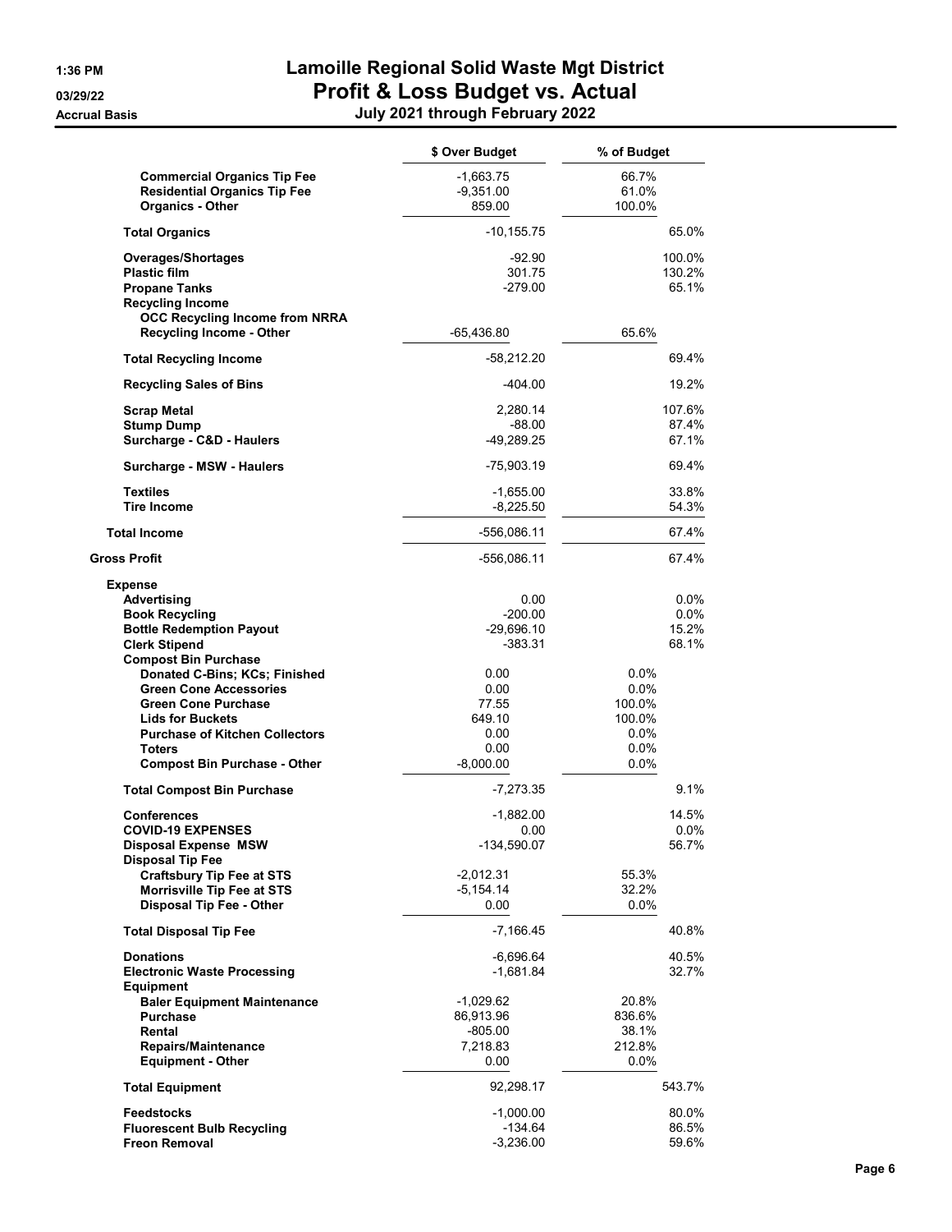# Lamoille Regional Solid Waste Mgt District
# Profit & Loss Budget vs. Actual

1:36 PM
03/29/22
Accrual Basis

**July 2021 through February 2022**

| | $ Over Budget | % of Budget | |
|---|---|---|---|
| **Commercial Organics Tip Fee** | -1,663.75 | 66.7% | |
| **Residential Organics Tip Fee** | -9,351.00 | 61.0% | |
| **Organics - Other** | 859.00 | 100.0% | |
| **Total Organics** | -10,155.75 | | 65.0% |
| **Overages/Shortages** | -92.90 | | 100.0% |
| **Plastic film** | 301.75 | | 130.2% |
| **Propane Tanks** | -279.00 | | 65.1% |
| **Recycling Income** | | | |
| **OCC Recycling Income from NRRA** | | | |
| **Recycling Income - Other** | -65,436.80 | 65.6% | |
| **Total Recycling Income** | -58,212.20 | | 69.4% |
| **Recycling Sales of Bins** | -404.00 | | 19.2% |
| **Scrap Metal** | 2,280.14 | | 107.6% |
| **Stump Dump** | -88.00 | | 87.4% |
| **Surcharge - C&D - Haulers** | -49,289.25 | | 67.1% |
| **Surcharge - MSW - Haulers** | -75,903.19 | | 69.4% |
| **Textiles** | -1,655.00 | | 33.8% |
| **Tire Income** | -8,225.50 | | 54.3% |
| **Total Income** | -556,086.11 | | 67.4% |
| **Gross Profit** | -556,086.11 | | 67.4% |
| **Expense** | | | |
| **Advertising** | 0.00 | | 0.0% |
| **Book Recycling** | -200.00 | | 0.0% |
| **Bottle Redemption Payout** | -29,696.10 | | 15.2% |
| **Clerk Stipend** | -383.31 | | 68.1% |
| **Compost Bin Purchase** | | | |
| **Donated C-Bins; KCs; Finished** | 0.00 | 0.0% | |
| **Green Cone Accessories** | 0.00 | 0.0% | |
| **Green Cone Purchase** | 77.55 | 100.0% | |
| **Lids for Buckets** | 649.10 | 100.0% | |
| **Purchase of Kitchen Collectors** | 0.00 | 0.0% | |
| **Toters** | 0.00 | 0.0% | |
| **Compost Bin Purchase - Other** | -8,000.00 | 0.0% | |
| **Total Compost Bin Purchase** | -7,273.35 | | 9.1% |
| **Conferences** | -1,882.00 | | 14.5% |
| **COVID-19 EXPENSES** | 0.00 | | 0.0% |
| **Disposal Expense MSW** | -134,590.07 | | 56.7% |
| **Disposal Tip Fee** | | | |
| **Craftsbury Tip Fee at STS** | -2,012.31 | 55.3% | |
| **Morrisville Tip Fee at STS** | -5,154.14 | 32.2% | |
| **Disposal Tip Fee - Other** | 0.00 | 0.0% | |
| **Total Disposal Tip Fee** | -7,166.45 | | 40.8% |
| **Donations** | -6,696.64 | | 40.5% |
| **Electronic Waste Processing** | -1,681.84 | | 32.7% |
| **Equipment** | | | |
| **Baler Equipment Maintenance** | -1,029.62 | 20.8% | |
| **Purchase** | 86,913.96 | 836.6% | |
| **Rental** | -805.00 | 38.1% | |
| **Repairs/Maintenance** | 7,218.83 | 212.8% | |
| **Equipment - Other** | 0.00 | 0.0% | |
| **Total Equipment** | 92,298.17 | | 543.7% |
| **Feedstocks** | -1,000.00 | | 80.0% |
| **Fluorescent Bulb Recycling** | -134.64 | | 86.5% |
| **Freon Removal** | -3,236.00 | | 59.6% |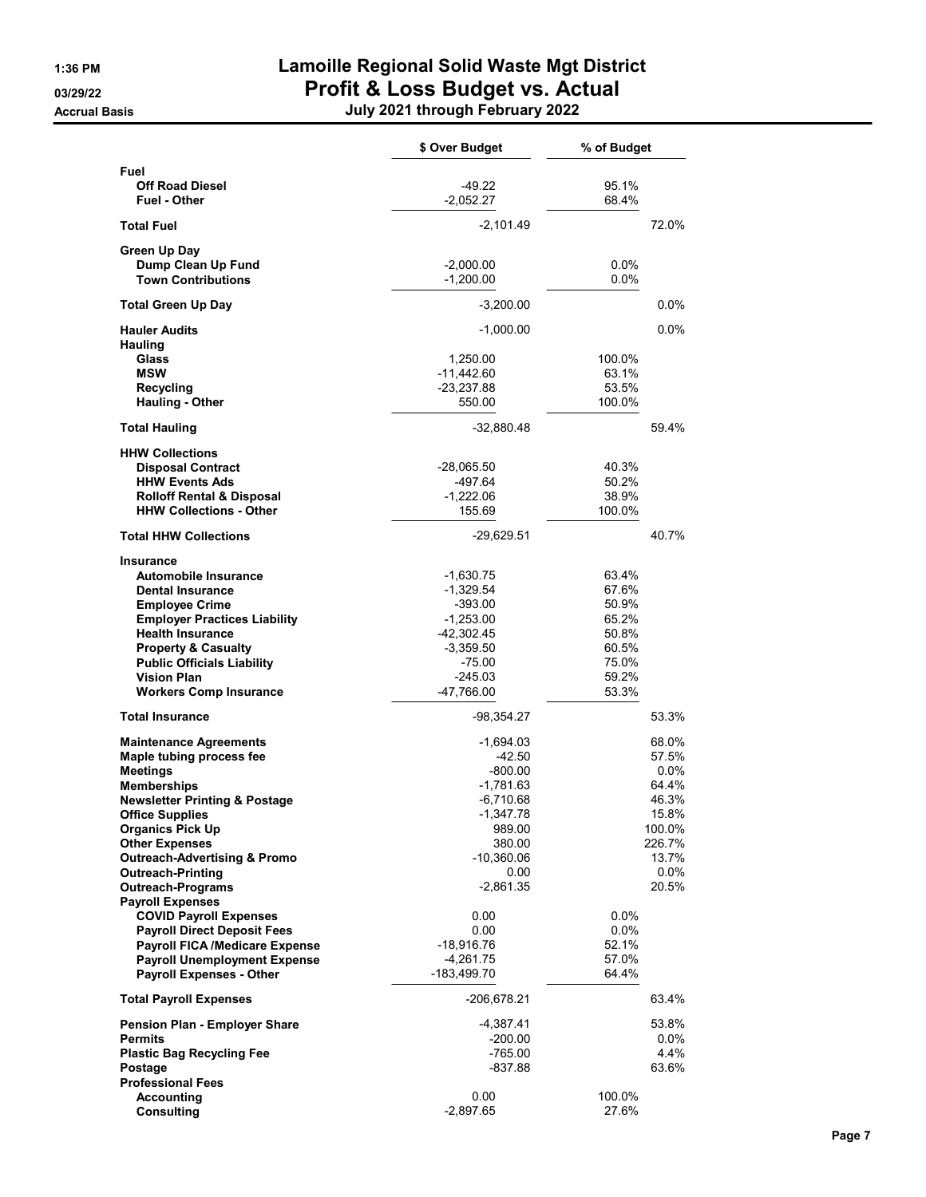# Lamoille Regional Solid Waste Mgt District
## Profit & Loss Budget vs. Actual
### July 2021 through February 2022

Accrual Basis

| | $ Over Budget | % of Budget | |
|---|---|---|---|
| **Fuel** | | | |
| **Off Road Diesel** | -49.22 | 95.1% | |
| **Fuel - Other** | -2,052.27 | 68.4% | |
| **Total Fuel** | -2,101.49 | | 72.0% |
| **Green Up Day** | | | |
| **Dump Clean Up Fund** | -2,000.00 | 0.0% | |
| **Town Contributions** | -1,200.00 | 0.0% | |
| **Total Green Up Day** | -3,200.00 | | 0.0% |
| **Hauler Audits** | -1,000.00 | | 0.0% |
| **Hauling** | | | |
| **Glass** | 1,250.00 | 100.0% | |
| **MSW** | -11,442.60 | 63.1% | |
| **Recycling** | -23,237.88 | 53.5% | |
| **Hauling - Other** | 550.00 | 100.0% | |
| **Total Hauling** | -32,880.48 | | 59.4% |
| **HHW Collections** | | | |
| **Disposal Contract** | -28,065.50 | 40.3% | |
| **HHW Events Ads** | -497.64 | 50.2% | |
| **Rolloff Rental & Disposal** | -1,222.06 | 38.9% | |
| **HHW Collections - Other** | 155.69 | 100.0% | |
| **Total HHW Collections** | -29,629.51 | | 40.7% |
| **Insurance** | | | |
| **Automobile Insurance** | -1,630.75 | 63.4% | |
| **Dental Insurance** | -1,329.54 | 67.6% | |
| **Employee Crime** | -393.00 | 50.9% | |
| **Employer Practices Liability** | -1,253.00 | 65.2% | |
| **Health Insurance** | -42,302.45 | 50.8% | |
| **Property & Casualty** | -3,359.50 | 60.5% | |
| **Public Officials Liability** | -75.00 | 75.0% | |
| **Vision Plan** | -245.03 | 59.2% | |
| **Workers Comp Insurance** | -47,766.00 | 53.3% | |
| **Total Insurance** | -98,354.27 | | 53.3% |
| **Maintenance Agreements** | -1,694.03 | | 68.0% |
| **Maple tubing process fee** | -42.50 | | 57.5% |
| **Meetings** | -800.00 | | 0.0% |
| **Memberships** | -1,781.63 | | 64.4% |
| **Newsletter Printing & Postage** | -6,710.68 | | 46.3% |
| **Office Supplies** | -1,347.78 | | 15.8% |
| **Organics Pick Up** | 989.00 | | 100.0% |
| **Other Expenses** | 380.00 | | 226.7% |
| **Outreach-Advertising & Promo** | -10,360.06 | | 13.7% |
| **Outreach-Printing** | 0.00 | | 0.0% |
| **Outreach-Programs** | -2,861.35 | | 20.5% |
| **Payroll Expenses** | | | |
| **COVID Payroll Expenses** | 0.00 | 0.0% | |
| **Payroll Direct Deposit Fees** | 0.00 | 0.0% | |
| **Payroll FICA /Medicare Expense** | -18,916.76 | 52.1% | |
| **Payroll Unemployment Expense** | -4,261.75 | 57.0% | |
| **Payroll Expenses - Other** | -183,499.70 | 64.4% | |
| **Total Payroll Expenses** | -206,678.21 | | 63.4% |
| **Pension Plan - Employer Share** | -4,387.41 | | 53.8% |
| **Permits** | -200.00 | | 0.0% |
| **Plastic Bag Recycling Fee** | -765.00 | | 4.4% |
| **Postage** | -837.88 | | 63.6% |
| **Professional Fees** | | | |
| **Accounting** | 0.00 | 100.0% | |
| **Consulting** | -2,897.65 | 27.6% | |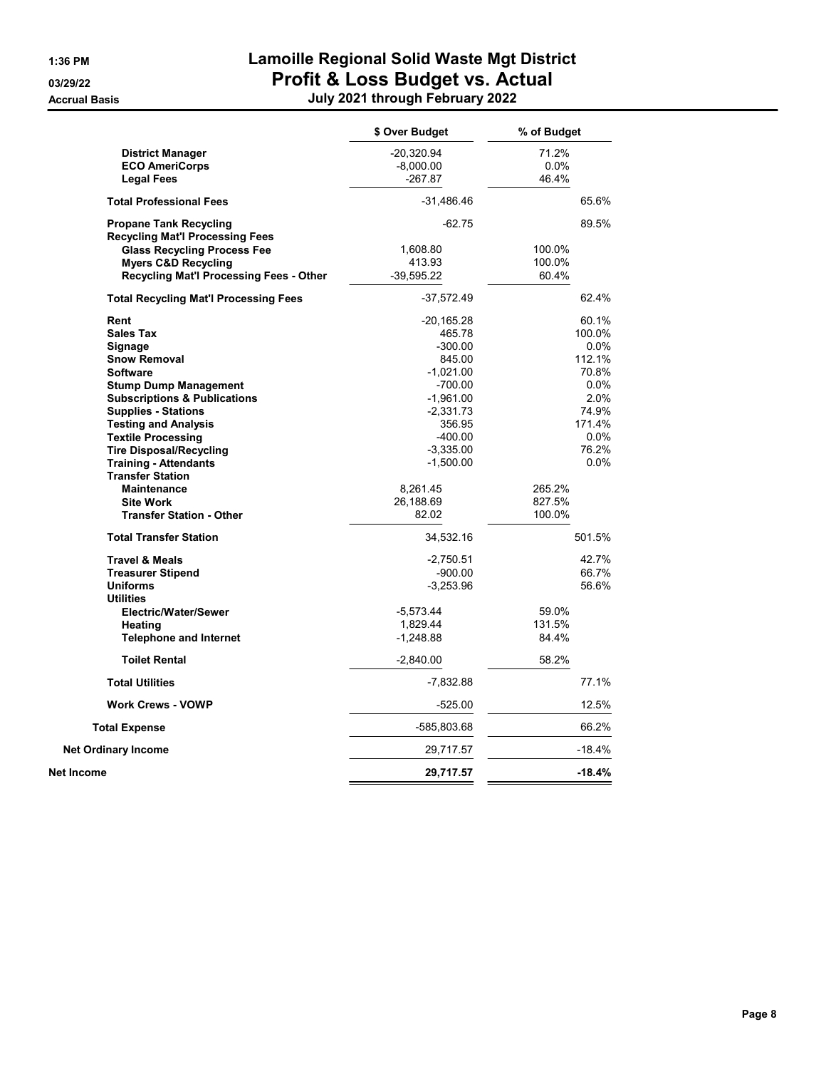# Lamoille Regional Solid Waste Mgt District

## Profit & Loss Budget vs. Actual

### July 2021 through February 2022

Accrual Basis

| | $ Over Budget | % of Budget |
|---|---|---|
| District Manager | -20,320.94 | 71.2% |
| ECO AmeriCorps | -8,000.00 | 0.0% |
| Legal Fees | -267.87 | 46.4% |
| **Total Professional Fees** | -31,486.46 | 65.6% |
| Propane Tank Recycling | -62.75 | 89.5% |
| Recycling Mat'l Processing Fees | | |
| Glass Recycling Process Fee | 1,608.80 | 100.0% |
| Myers C&D Recycling | 413.93 | 100.0% |
| Recycling Mat'l Processing Fees - Other | -39,595.22 | 60.4% |
| **Total Recycling Mat'l Processing Fees** | -37,572.49 | 62.4% |
| Rent | -20,165.28 | 60.1% |
| Sales Tax | 465.78 | 100.0% |
| Signage | -300.00 | 0.0% |
| Snow Removal | 845.00 | 112.1% |
| Software | -1,021.00 | 70.8% |
| Stump Dump Management | -700.00 | 0.0% |
| Subscriptions & Publications | -1,961.00 | 2.0% |
| Supplies - Stations | -2,331.73 | 74.9% |
| Testing and Analysis | 356.95 | 171.4% |
| Textile Processing | -400.00 | 0.0% |
| Tire Disposal/Recycling | -3,335.00 | 76.2% |
| Training - Attendants | -1,500.00 | 0.0% |
| Transfer Station | | |
| Maintenance | 8,261.45 | 265.2% |
| Site Work | 26,188.69 | 827.5% |
| Transfer Station - Other | 82.02 | 100.0% |
| **Total Transfer Station** | 34,532.16 | 501.5% |
| Travel & Meals | -2,750.51 | 42.7% |
| Treasurer Stipend | -900.00 | 66.7% |
| Uniforms | -3,253.96 | 56.6% |
| Utilities | | |
| Electric/Water/Sewer | -5,573.44 | 59.0% |
| Heating | 1,829.44 | 131.5% |
| Telephone and Internet | -1,248.88 | 84.4% |
| Toilet Rental | -2,840.00 | 58.2% |
| **Total Utilities** | -7,832.88 | 77.1% |
| Work Crews - VOWP | -525.00 | 12.5% |
| **Total Expense** | -585,803.68 | 66.2% |
| **Net Ordinary Income** | 29,717.57 | -18.4% |
| **Net Income** | **29,717.57** | **-18.4%** |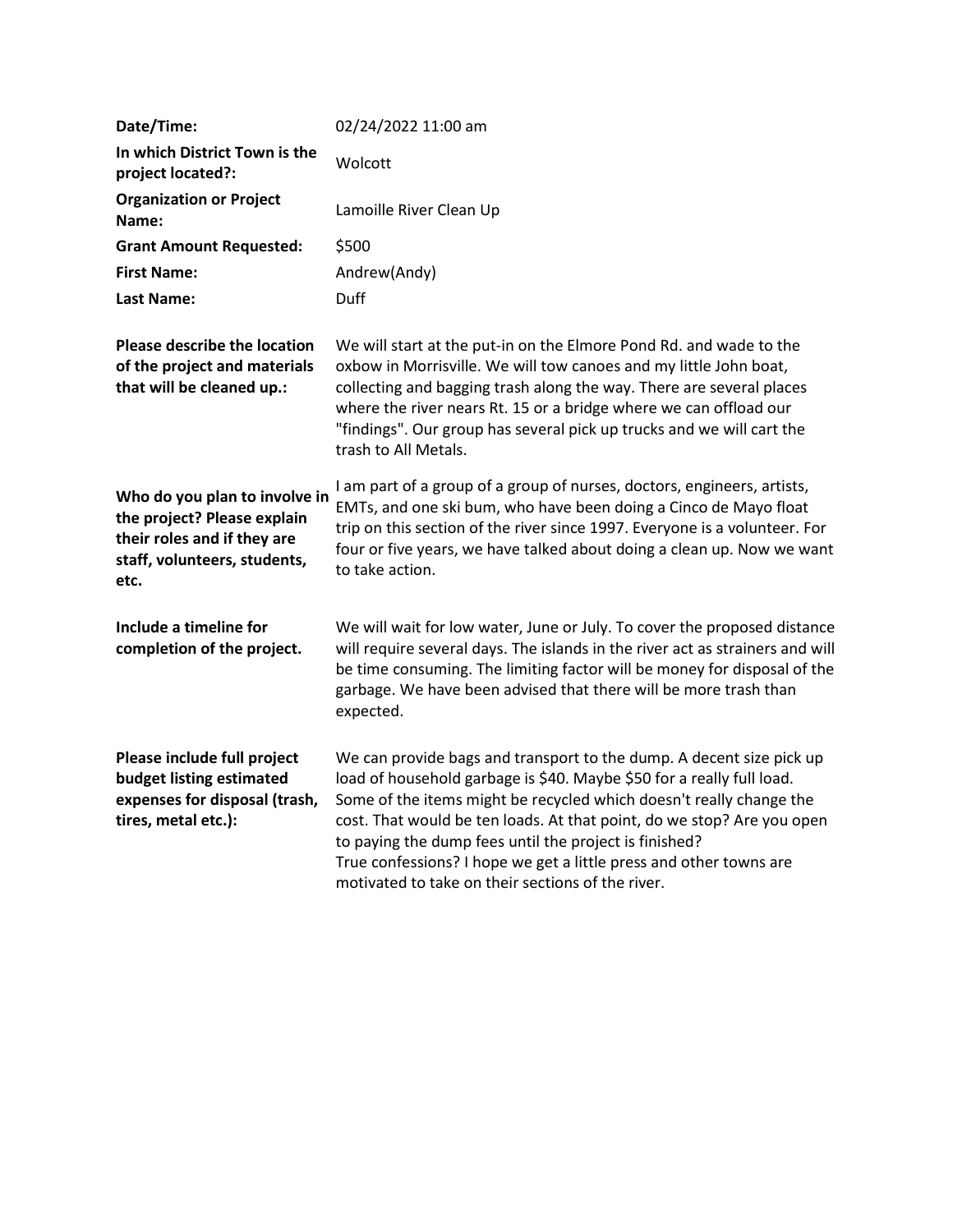| | |
|---|---|
| **Date/Time:** | 02/24/2022 11:00 am |
| **In which District Town is the project located?:** | Wolcott |
| **Organization or Project Name:** | Lamoille River Clean Up |
| **Grant Amount Requested:** | $500 |
| **First Name:** | Andrew(Andy) |
| **Last Name:** | Duff |
| **Please describe the location of the project and materials that will be cleaned up.:** | We will start at the put-in on the Elmore Pond Rd. and wade to the oxbow in Morrisville. We will tow canoes and my little John boat, collecting and bagging trash along the way. There are several places where the river nears Rt. 15 or a bridge where we can offload our "findings". Our group has several pick up trucks and we will cart the trash to All Metals. |
| **Who do you plan to involve in the project? Please explain their roles and if they are staff, volunteers, students, etc.** | I am part of a group of a group of nurses, doctors, engineers, artists, EMTs, and one ski bum, who have been doing a Cinco de Mayo float trip on this section of the river since 1997. Everyone is a volunteer. For four or five years, we have talked about doing a clean up. Now we want to take action. |
| **Include a timeline for completion of the project.** | We will wait for low water, June or July. To cover the proposed distance will require several days. The islands in the river act as strainers and will be time consuming. The limiting factor will be money for disposal of the garbage. We have been advised that there will be more trash than expected. |
| **Please include full project budget listing estimated expenses for disposal (trash, tires, metal etc.):** | We can provide bags and transport to the dump. A decent size pick up load of household garbage is $40. Maybe $50 for a really full load. Some of the items might be recycled which doesn't really change the cost. That would be ten loads. At that point, do we stop? Are you open to paying the dump fees until the project is finished?<br>True confessions? I hope we get a little press and other towns are motivated to take on their sections of the river. |